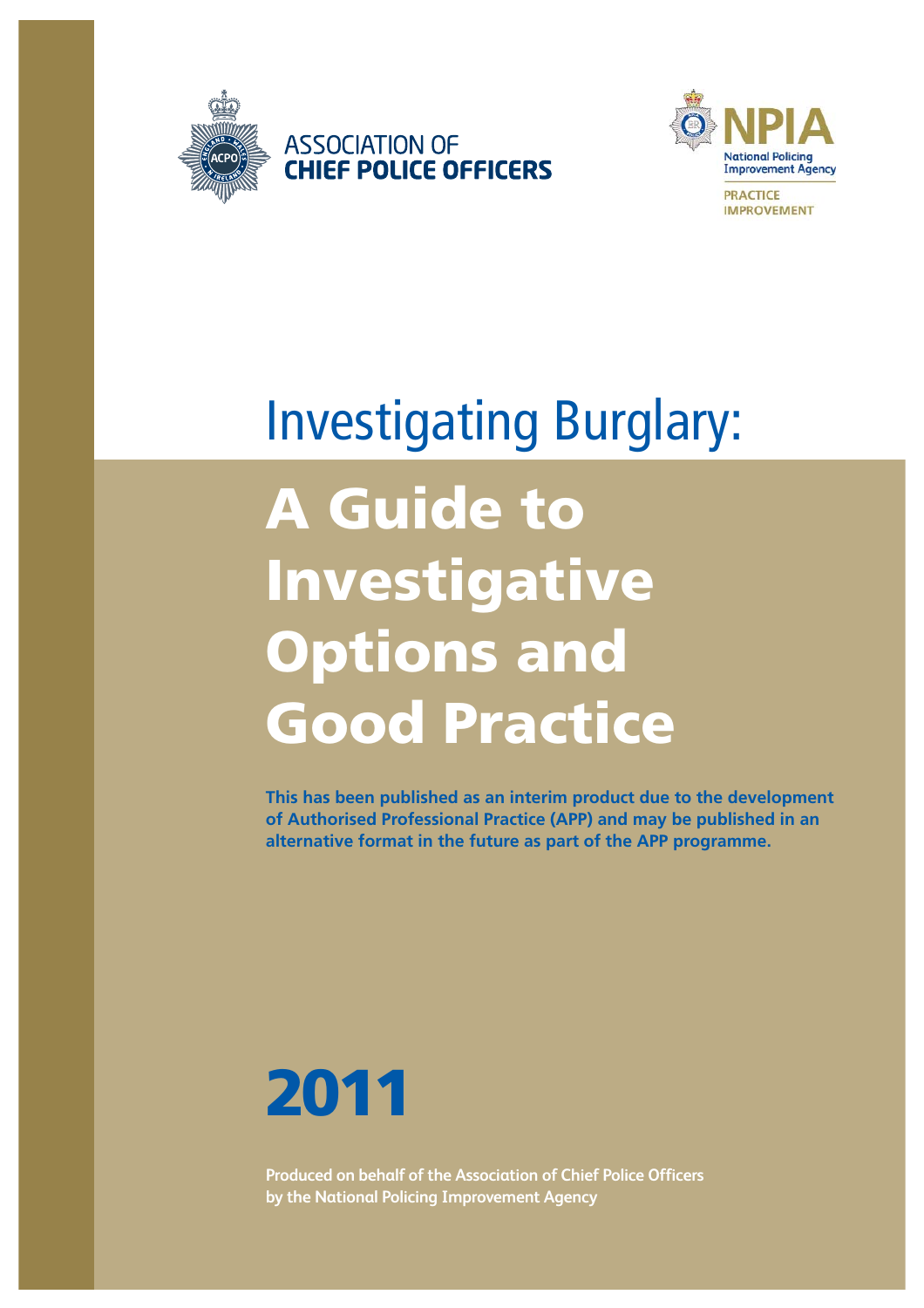ASSOCIATION OF **CHIEF POLICE OFFICERS**

**NPIA**
National Policing Improvement Agency
PRACTICE IMPROVEMENT

# Investigating Burglary:

# A Guide to Investigative Options and Good Practice

**This has been published as an interim product due to the development of Authorised Professional Practice (APP) and may be published in an alternative format in the future as part of the APP programme.**

## 2011

**Produced on behalf of the Association of Chief Police Officers by the National Policing Improvement Agency**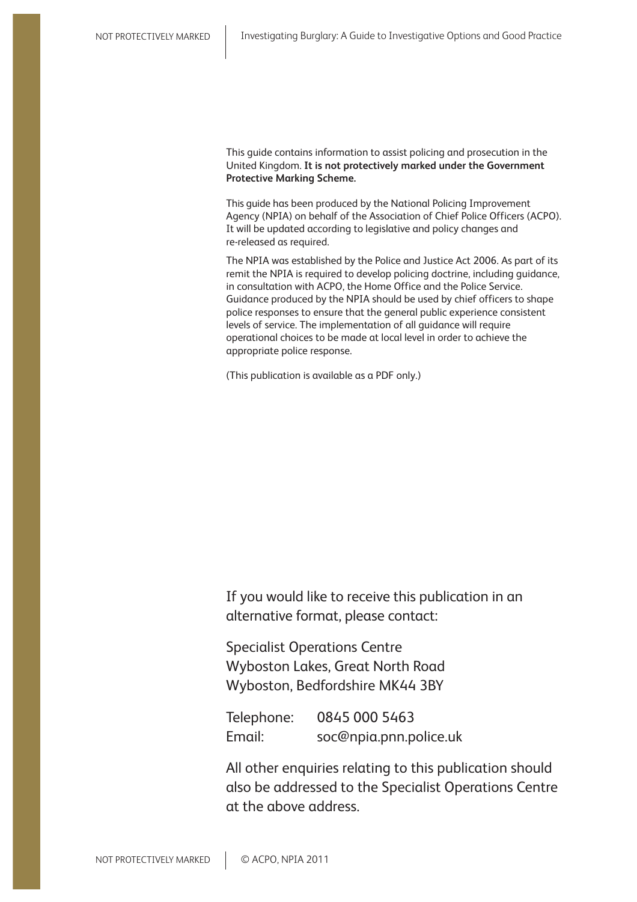This guide contains information to assist policing and prosecution in the United Kingdom. **It is not protectively marked under the Government Protective Marking Scheme.**

This guide has been produced by the National Policing Improvement Agency (NPIA) on behalf of the Association of Chief Police Officers (ACPO). It will be updated according to legislative and policy changes and re-released as required.

The NPIA was established by the Police and Justice Act 2006. As part of its remit the NPIA is required to develop policing doctrine, including guidance, in consultation with ACPO, the Home Office and the Police Service. Guidance produced by the NPIA should be used by chief officers to shape police responses to ensure that the general public experience consistent levels of service. The implementation of all guidance will require operational choices to be made at local level in order to achieve the appropriate police response.

(This publication is available as a PDF only.)

If you would like to receive this publication in an alternative format, please contact:

Specialist Operations Centre
Wyboston Lakes, Great North Road
Wyboston, Bedfordshire MK44 3BY

Telephone: 0845 000 5463
Email: soc@npia.pnn.police.uk

All other enquiries relating to this publication should also be addressed to the Specialist Operations Centre at the above address.

© ACPO, NPIA 2011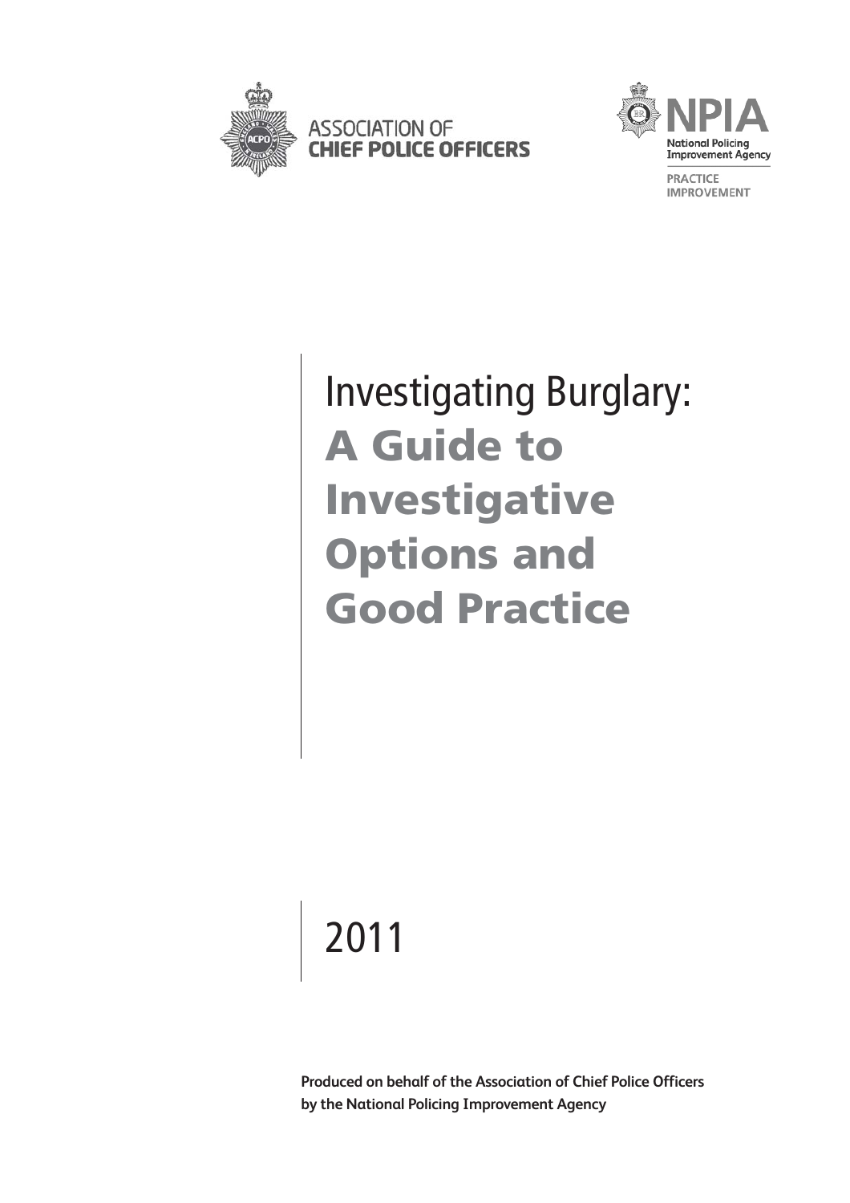ASSOCIATION OF
**CHIEF POLICE OFFICERS**

**NPIA**
**National Policing Improvement Agency**

PRACTICE IMPROVEMENT

# Investigating Burglary: A Guide to Investigative Options and Good Practice

2011

**Produced on behalf of the Association of Chief Police Officers by the National Policing Improvement Agency**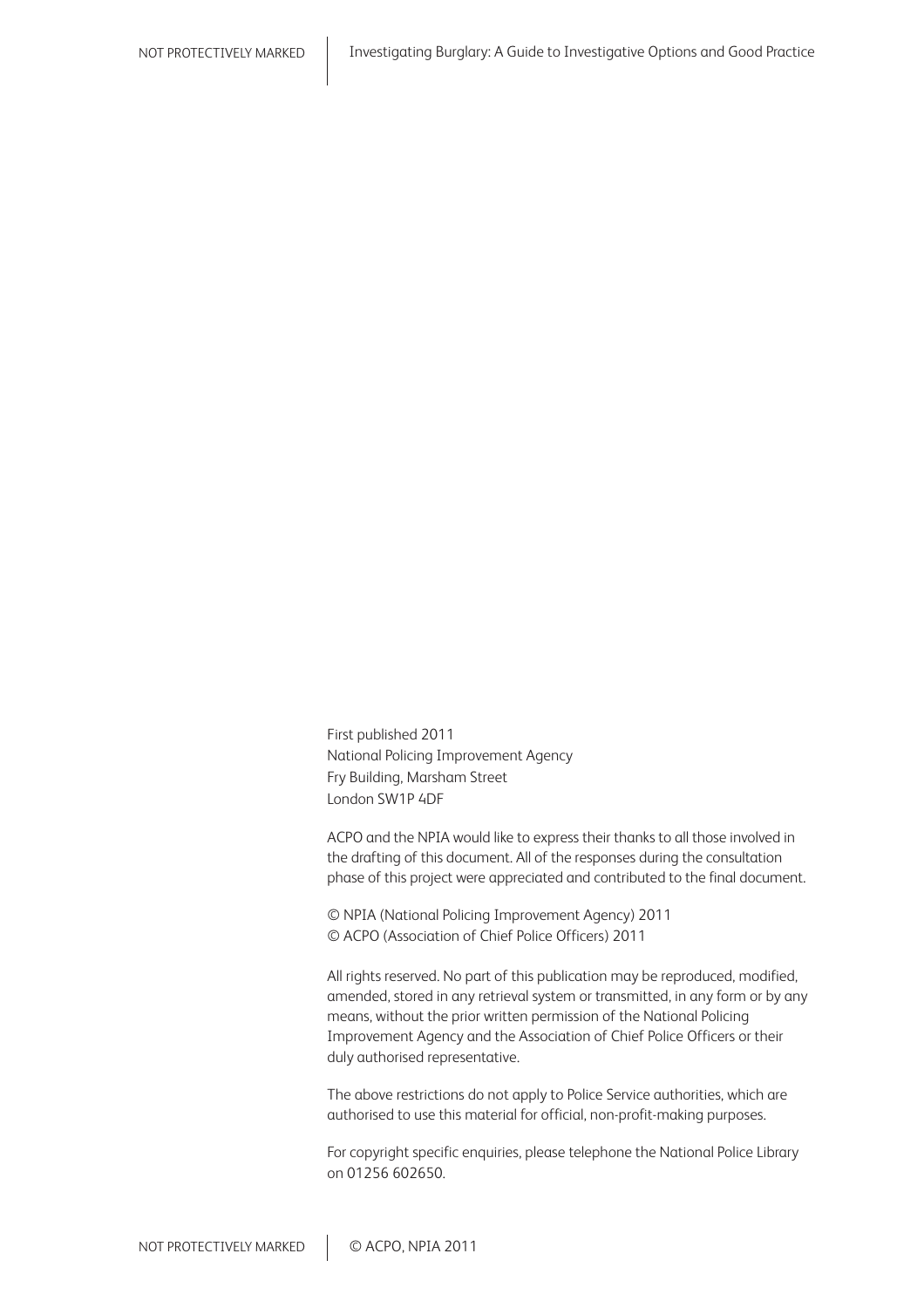First published 2011
National Policing Improvement Agency
Fry Building, Marsham Street
London SW1P 4DF

ACPO and the NPIA would like to express their thanks to all those involved in the drafting of this document. All of the responses during the consultation phase of this project were appreciated and contributed to the final document.

© NPIA (National Policing Improvement Agency) 2011
© ACPO (Association of Chief Police Officers) 2011

All rights reserved. No part of this publication may be reproduced, modified, amended, stored in any retrieval system or transmitted, in any form or by any means, without the prior written permission of the National Policing Improvement Agency and the Association of Chief Police Officers or their duly authorised representative.

The above restrictions do not apply to Police Service authorities, which are authorised to use this material for official, non-profit-making purposes.

For copyright specific enquiries, please telephone the National Police Library on 01256 602650.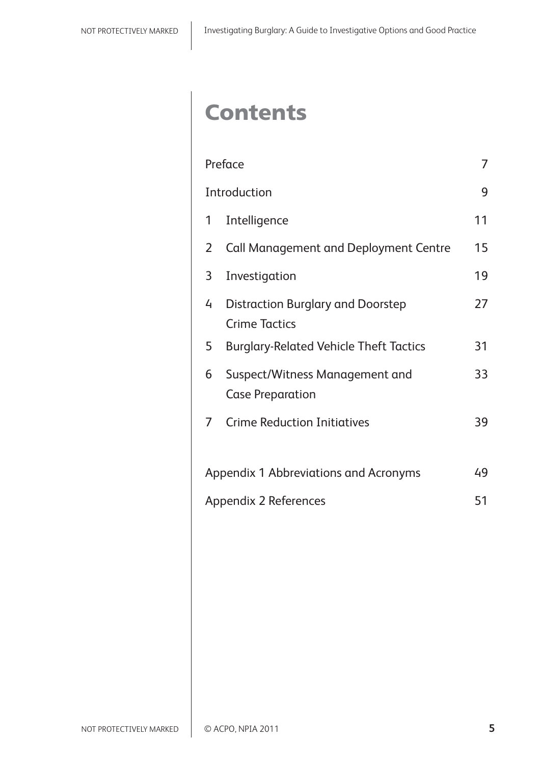# Contents

| | | |
|---|---|---|
| Preface | | 7 |
| Introduction | | 9 |
| 1 | Intelligence | 11 |
| 2 | Call Management and Deployment Centre | 15 |
| 3 | Investigation | 19 |
| 4 | Distraction Burglary and Doorstep Crime Tactics | 27 |
| 5 | Burglary-Related Vehicle Theft Tactics | 31 |
| 6 | Suspect/Witness Management and Case Preparation | 33 |
| 7 | Crime Reduction Initiatives | 39 |
| Appendix 1 Abbreviations and Acronyms | | 49 |
| Appendix 2 References | | 51 |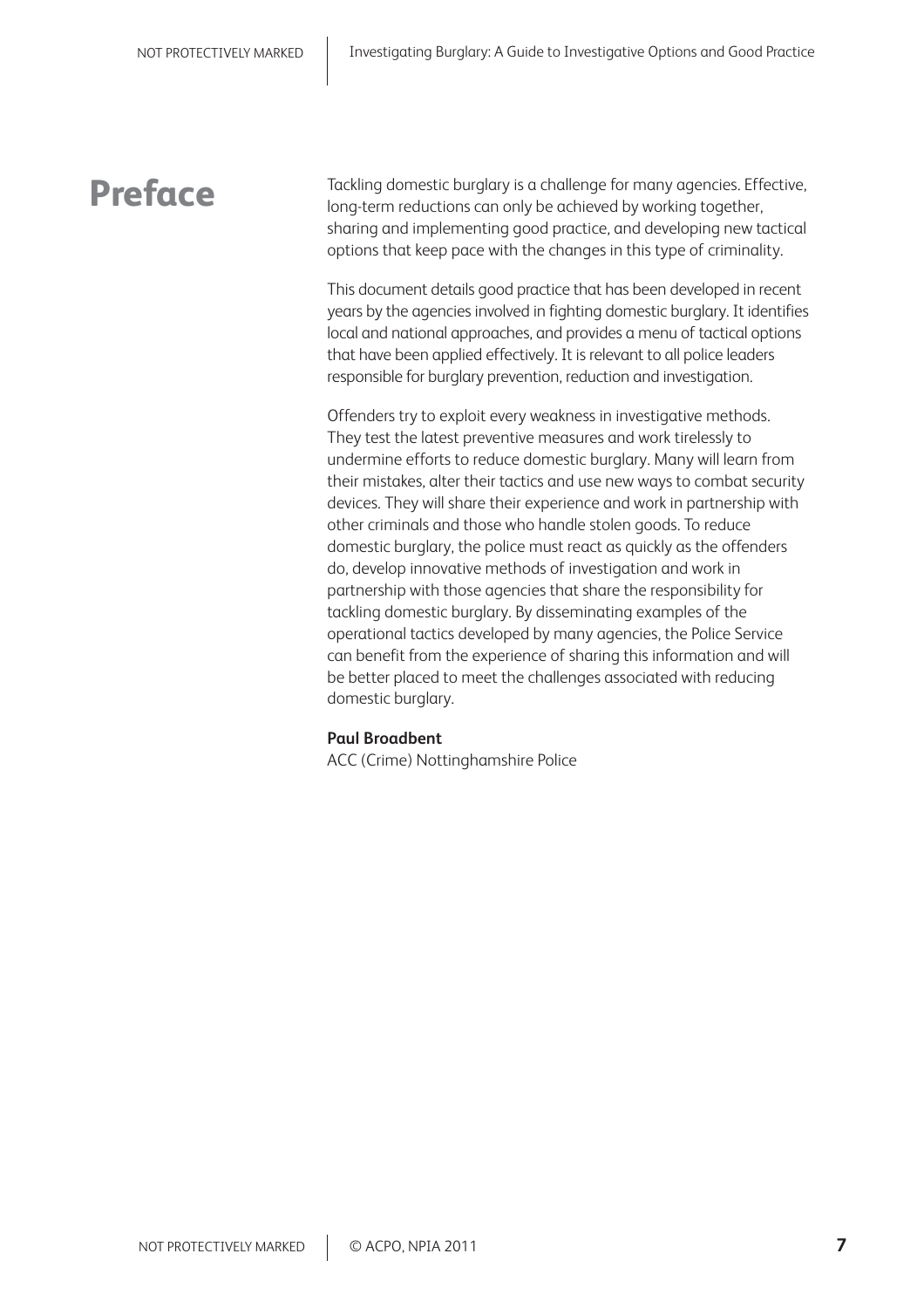# Preface

Tackling domestic burglary is a challenge for many agencies. Effective, long-term reductions can only be achieved by working together, sharing and implementing good practice, and developing new tactical options that keep pace with the changes in this type of criminality.

This document details good practice that has been developed in recent years by the agencies involved in fighting domestic burglary. It identifies local and national approaches, and provides a menu of tactical options that have been applied effectively. It is relevant to all police leaders responsible for burglary prevention, reduction and investigation.

Offenders try to exploit every weakness in investigative methods. They test the latest preventive measures and work tirelessly to undermine efforts to reduce domestic burglary. Many will learn from their mistakes, alter their tactics and use new ways to combat security devices. They will share their experience and work in partnership with other criminals and those who handle stolen goods. To reduce domestic burglary, the police must react as quickly as the offenders do, develop innovative methods of investigation and work in partnership with those agencies that share the responsibility for tackling domestic burglary. By disseminating examples of the operational tactics developed by many agencies, the Police Service can benefit from the experience of sharing this information and will be better placed to meet the challenges associated with reducing domestic burglary.

**Paul Broadbent**
ACC (Crime) Nottinghamshire Police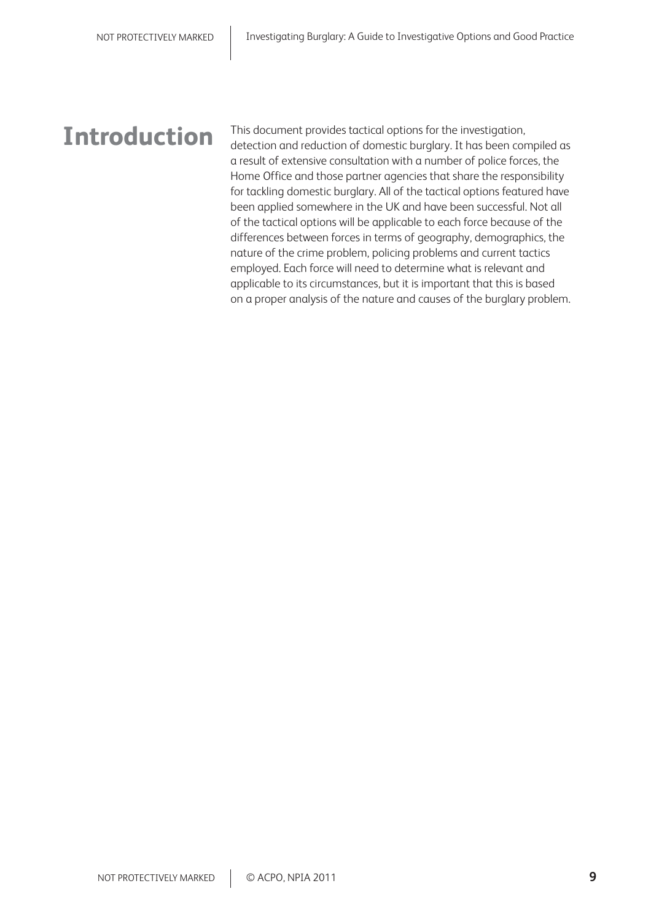# Introduction

This document provides tactical options for the investigation, detection and reduction of domestic burglary. It has been compiled as a result of extensive consultation with a number of police forces, the Home Office and those partner agencies that share the responsibility for tackling domestic burglary. All of the tactical options featured have been applied somewhere in the UK and have been successful. Not all of the tactical options will be applicable to each force because of the differences between forces in terms of geography, demographics, the nature of the crime problem, policing problems and current tactics employed. Each force will need to determine what is relevant and applicable to its circumstances, but it is important that this is based on a proper analysis of the nature and causes of the burglary problem.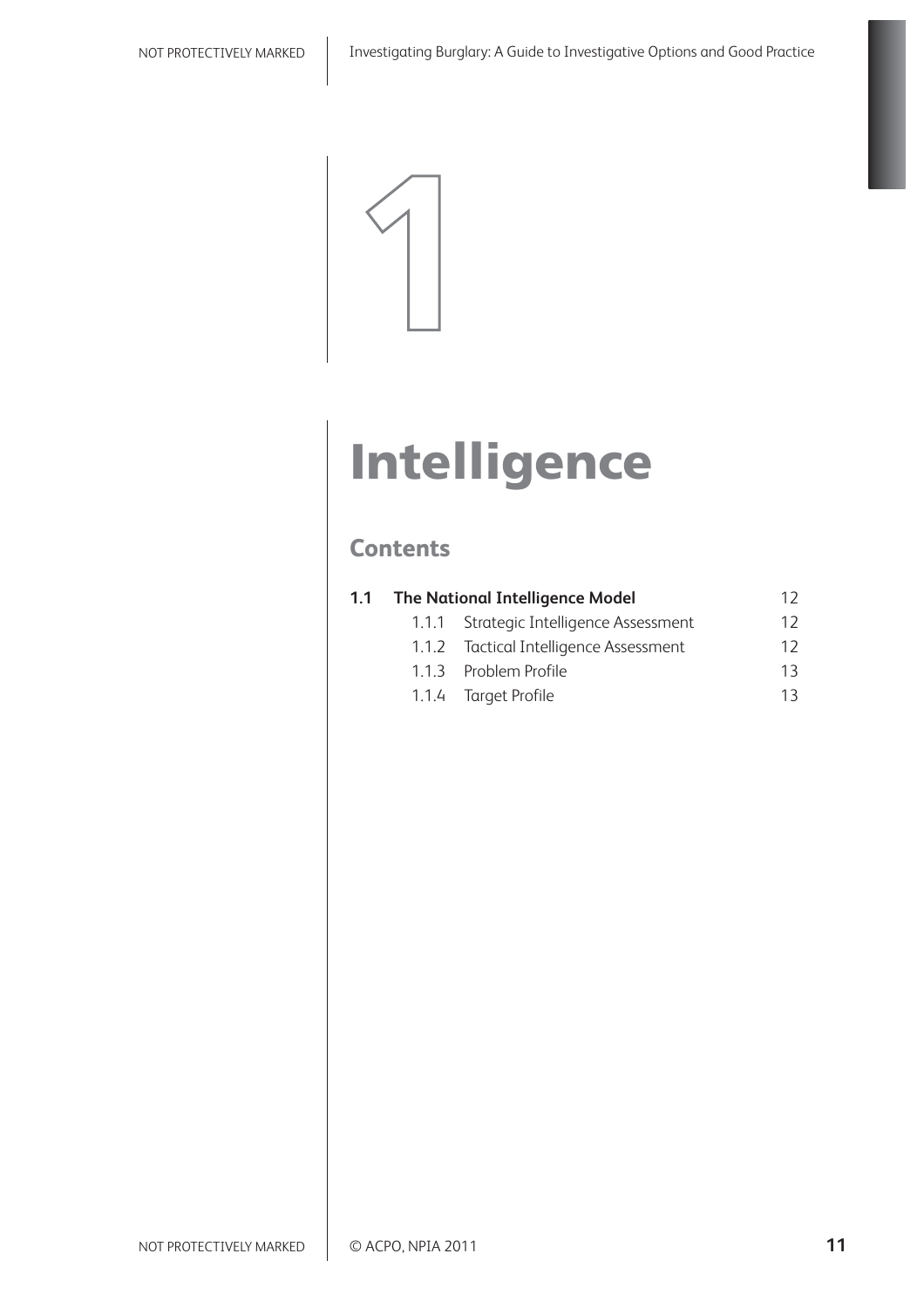# 1

# Intelligence

## Contents

| | | |
|---|---|---|
| **1.1** | **The National Intelligence Model** | 12 |
| 1.1.1 | Strategic Intelligence Assessment | 12 |
| 1.1.2 | Tactical Intelligence Assessment | 12 |
| 1.1.3 | Problem Profile | 13 |
| 1.1.4 | Target Profile | 13 |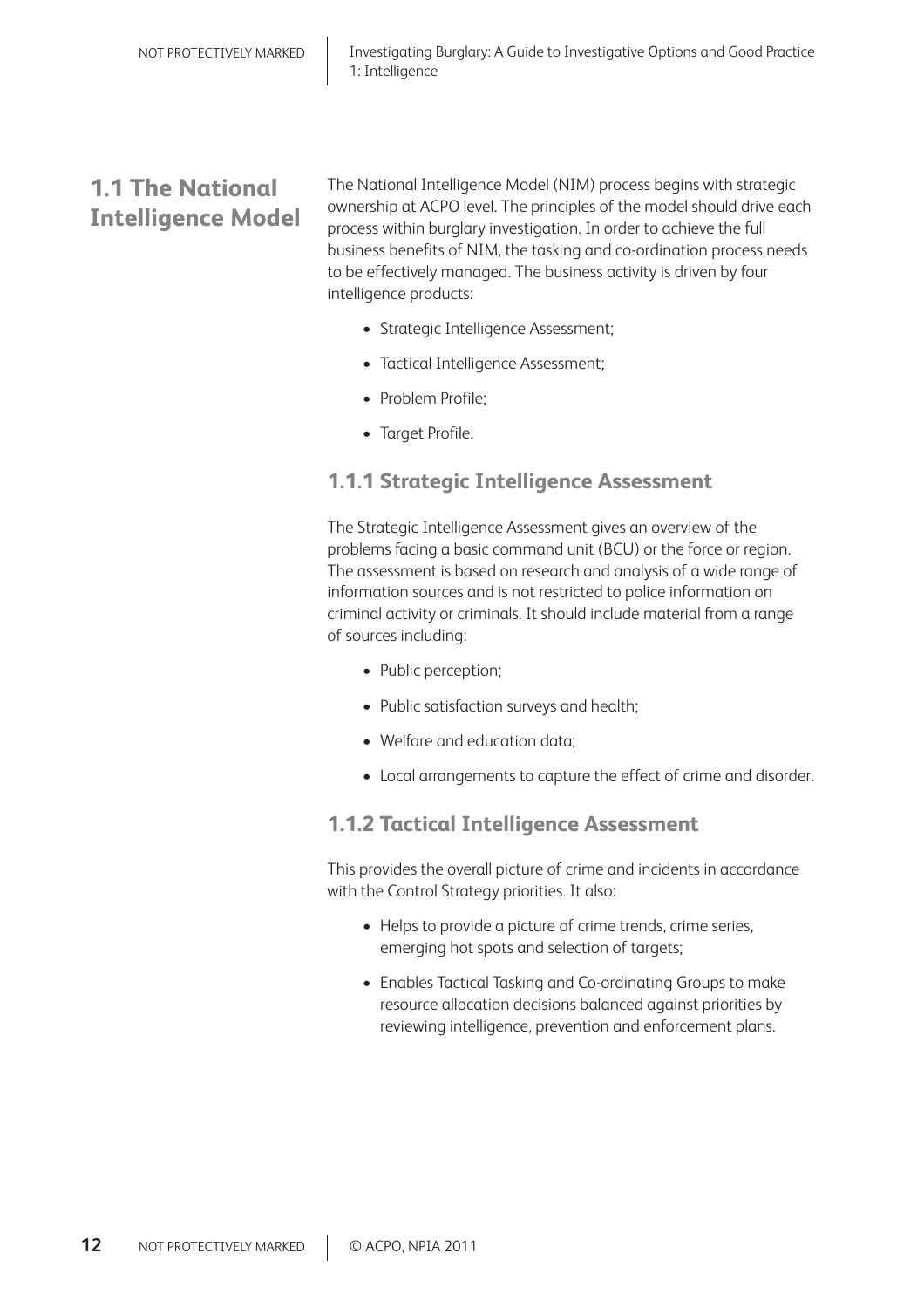## 1.1 The National Intelligence Model

The National Intelligence Model (NIM) process begins with strategic ownership at ACPO level. The principles of the model should drive each process within burglary investigation. In order to achieve the full business benefits of NIM, the tasking and co-ordination process needs to be effectively managed. The business activity is driven by four intelligence products:

- Strategic Intelligence Assessment;
- Tactical Intelligence Assessment;
- Problem Profile;
- Target Profile.

### 1.1.1 Strategic Intelligence Assessment

The Strategic Intelligence Assessment gives an overview of the problems facing a basic command unit (BCU) or the force or region. The assessment is based on research and analysis of a wide range of information sources and is not restricted to police information on criminal activity or criminals. It should include material from a range of sources including:

- Public perception;
- Public satisfaction surveys and health;
- Welfare and education data;
- Local arrangements to capture the effect of crime and disorder.

### 1.1.2 Tactical Intelligence Assessment

This provides the overall picture of crime and incidents in accordance with the Control Strategy priorities. It also:

- Helps to provide a picture of crime trends, crime series, emerging hot spots and selection of targets;
- Enables Tactical Tasking and Co-ordinating Groups to make resource allocation decisions balanced against priorities by reviewing intelligence, prevention and enforcement plans.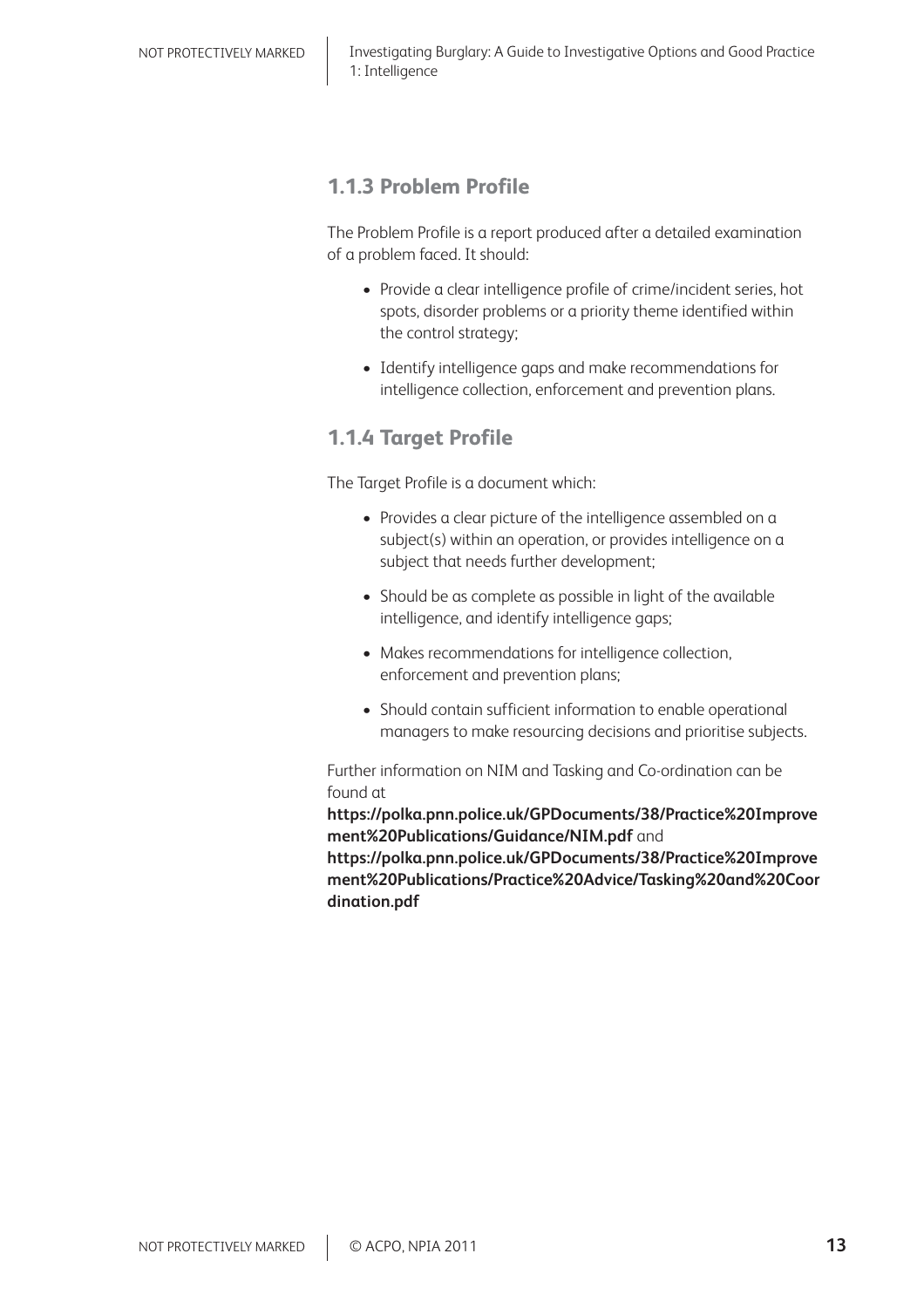### 1.1.3 Problem Profile

The Problem Profile is a report produced after a detailed examination of a problem faced. It should:

- Provide a clear intelligence profile of crime/incident series, hot spots, disorder problems or a priority theme identified within the control strategy;
- Identify intelligence gaps and make recommendations for intelligence collection, enforcement and prevention plans.

### 1.1.4 Target Profile

The Target Profile is a document which:

- Provides a clear picture of the intelligence assembled on a subject(s) within an operation, or provides intelligence on a subject that needs further development;
- Should be as complete as possible in light of the available intelligence, and identify intelligence gaps;
- Makes recommendations for intelligence collection, enforcement and prevention plans;
- Should contain sufficient information to enable operational managers to make resourcing decisions and prioritise subjects.

Further information on NIM and Tasking and Co-ordination can be found at **https://polka.pnn.police.uk/GPDocuments/38/Practice%20Improvement%20Publications/Guidance/NIM.pdf** and **https://polka.pnn.police.uk/GPDocuments/38/Practice%20Improvement%20Publications/Practice%20Advice/Tasking%20and%20Coordination.pdf**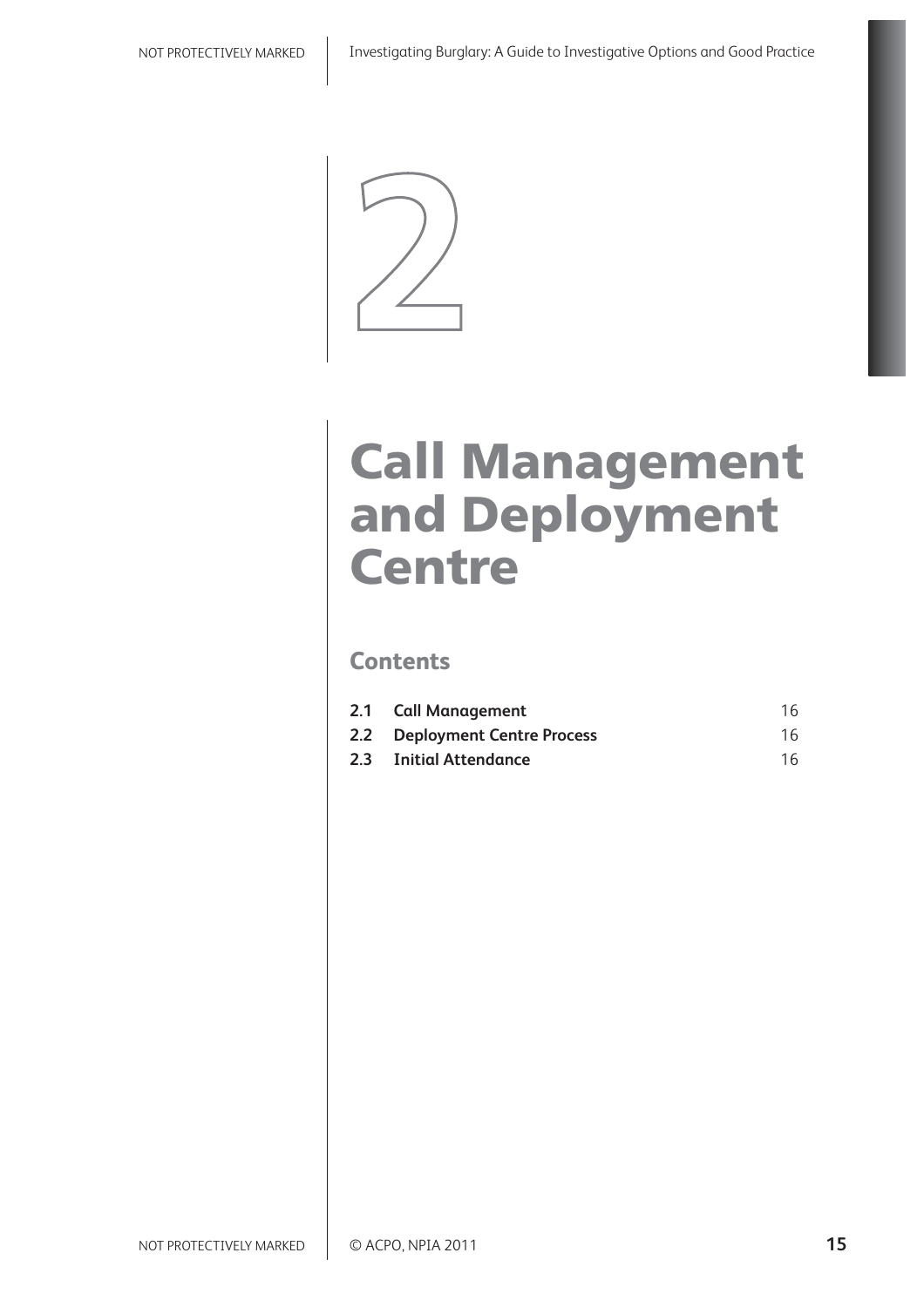# 2

# Call Management and Deployment Centre

## Contents

| | | |
|---|---|---|
| **2.1** | **Call Management** | 16 |
| **2.2** | **Deployment Centre Process** | 16 |
| **2.3** | **Initial Attendance** | 16 |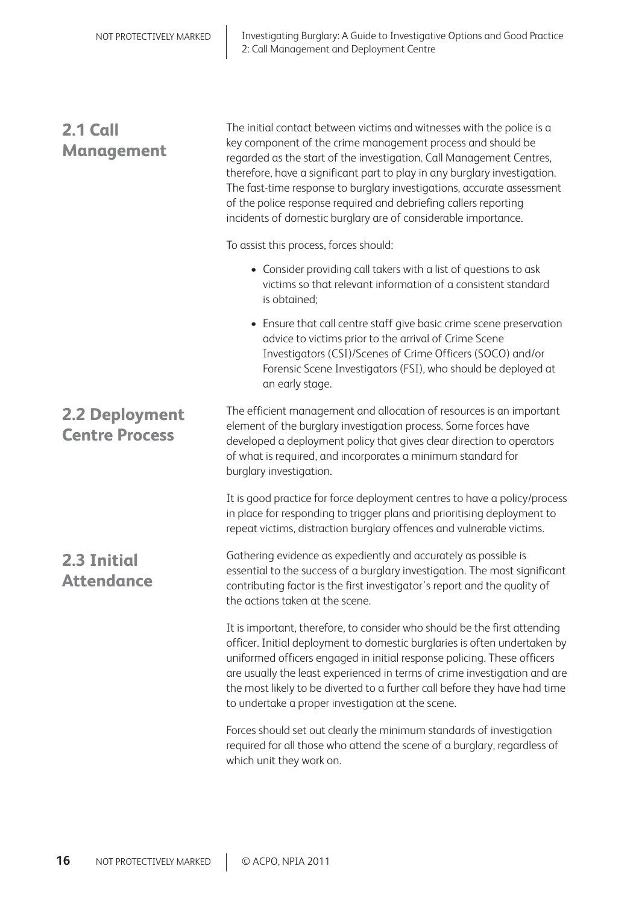## 2.1 Call Management

The initial contact between victims and witnesses with the police is a key component of the crime management process and should be regarded as the start of the investigation. Call Management Centres, therefore, have a significant part to play in any burglary investigation. The fast-time response to burglary investigations, accurate assessment of the police response required and debriefing callers reporting incidents of domestic burglary are of considerable importance.

To assist this process, forces should:

- Consider providing call takers with a list of questions to ask victims so that relevant information of a consistent standard is obtained;
- Ensure that call centre staff give basic crime scene preservation advice to victims prior to the arrival of Crime Scene Investigators (CSI)/Scenes of Crime Officers (SOCO) and/or Forensic Scene Investigators (FSI), who should be deployed at an early stage.

## 2.2 Deployment Centre Process

The efficient management and allocation of resources is an important element of the burglary investigation process. Some forces have developed a deployment policy that gives clear direction to operators of what is required, and incorporates a minimum standard for burglary investigation.

It is good practice for force deployment centres to have a policy/process in place for responding to trigger plans and prioritising deployment to repeat victims, distraction burglary offences and vulnerable victims.

## 2.3 Initial Attendance

Gathering evidence as expediently and accurately as possible is essential to the success of a burglary investigation. The most significant contributing factor is the first investigator's report and the quality of the actions taken at the scene.

It is important, therefore, to consider who should be the first attending officer. Initial deployment to domestic burglaries is often undertaken by uniformed officers engaged in initial response policing. These officers are usually the least experienced in terms of crime investigation and are the most likely to be diverted to a further call before they have had time to undertake a proper investigation at the scene.

Forces should set out clearly the minimum standards of investigation required for all those who attend the scene of a burglary, regardless of which unit they work on.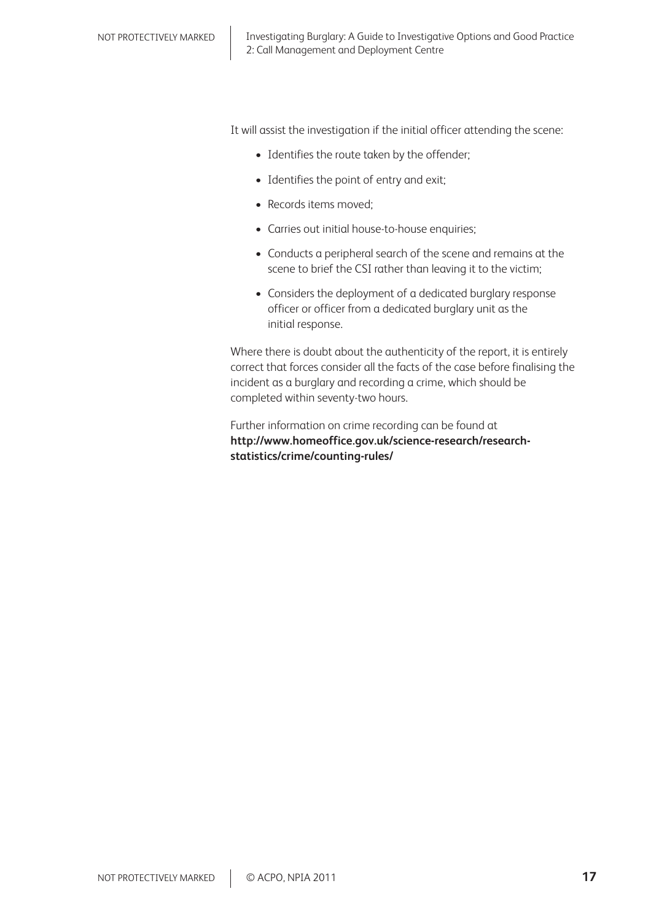It will assist the investigation if the initial officer attending the scene:

- Identifies the route taken by the offender;
- Identifies the point of entry and exit;
- Records items moved;
- Carries out initial house-to-house enquiries;
- Conducts a peripheral search of the scene and remains at the scene to brief the CSI rather than leaving it to the victim;
- Considers the deployment of a dedicated burglary response officer or officer from a dedicated burglary unit as the initial response.

Where there is doubt about the authenticity of the report, it is entirely correct that forces consider all the facts of the case before finalising the incident as a burglary and recording a crime, which should be completed within seventy-two hours.

Further information on crime recording can be found at **http://www.homeoffice.gov.uk/science-research/research-statistics/crime/counting-rules/**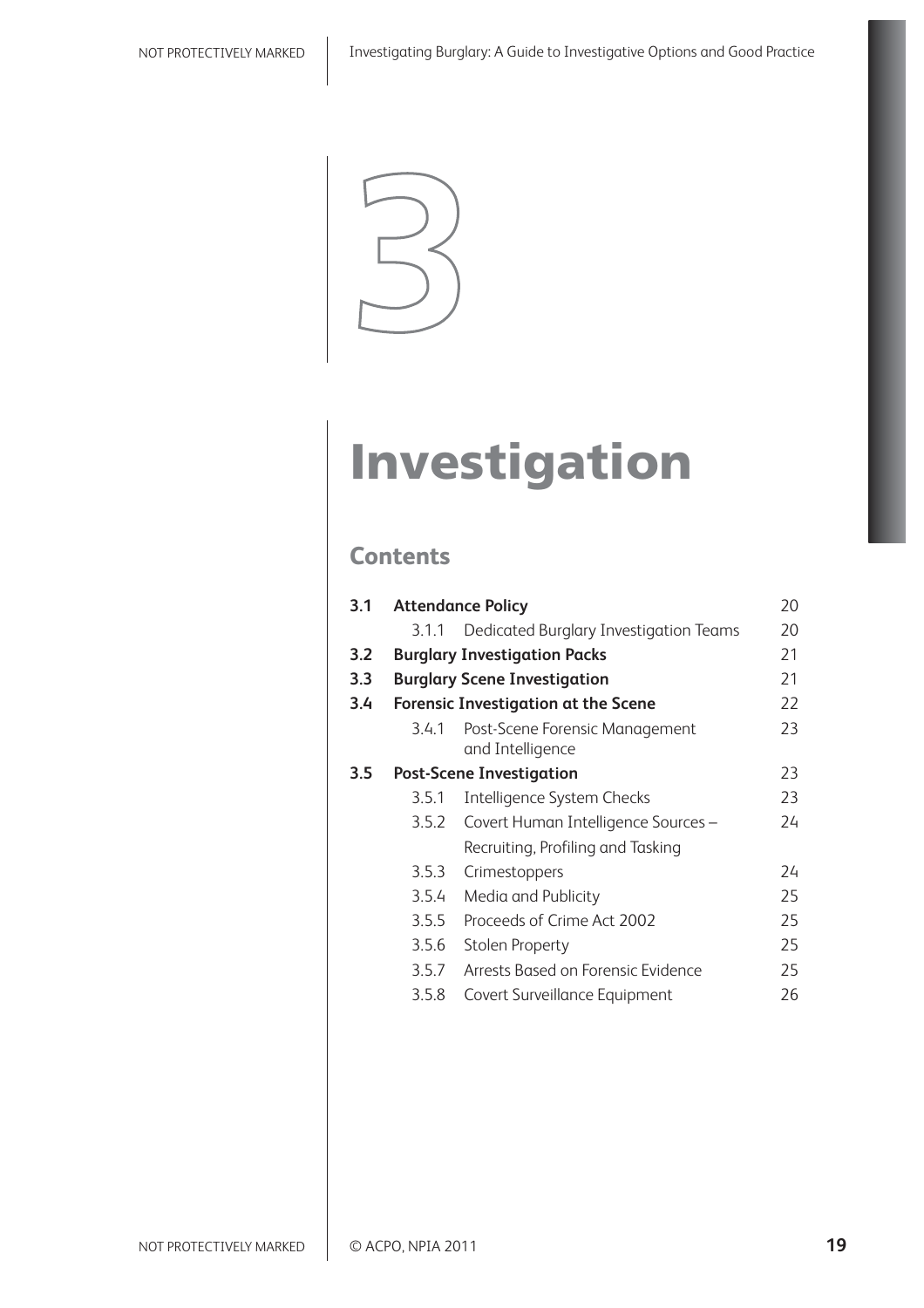# 3

# Investigation

## Contents

| | | | |
|---|---|---|---|
| **3.1** | **Attendance Policy** | | 20 |
| | 3.1.1 | Dedicated Burglary Investigation Teams | 20 |
| **3.2** | **Burglary Investigation Packs** | | 21 |
| **3.3** | **Burglary Scene Investigation** | | 21 |
| **3.4** | **Forensic Investigation at the Scene** | | 22 |
| | 3.4.1 | Post-Scene Forensic Management and Intelligence | 23 |
| **3.5** | **Post-Scene Investigation** | | 23 |
| | 3.5.1 | Intelligence System Checks | 23 |
| | 3.5.2 | Covert Human Intelligence Sources – Recruiting, Profiling and Tasking | 24 |
| | 3.5.3 | Crimestoppers | 24 |
| | 3.5.4 | Media and Publicity | 25 |
| | 3.5.5 | Proceeds of Crime Act 2002 | 25 |
| | 3.5.6 | Stolen Property | 25 |
| | 3.5.7 | Arrests Based on Forensic Evidence | 25 |
| | 3.5.8 | Covert Surveillance Equipment | 26 |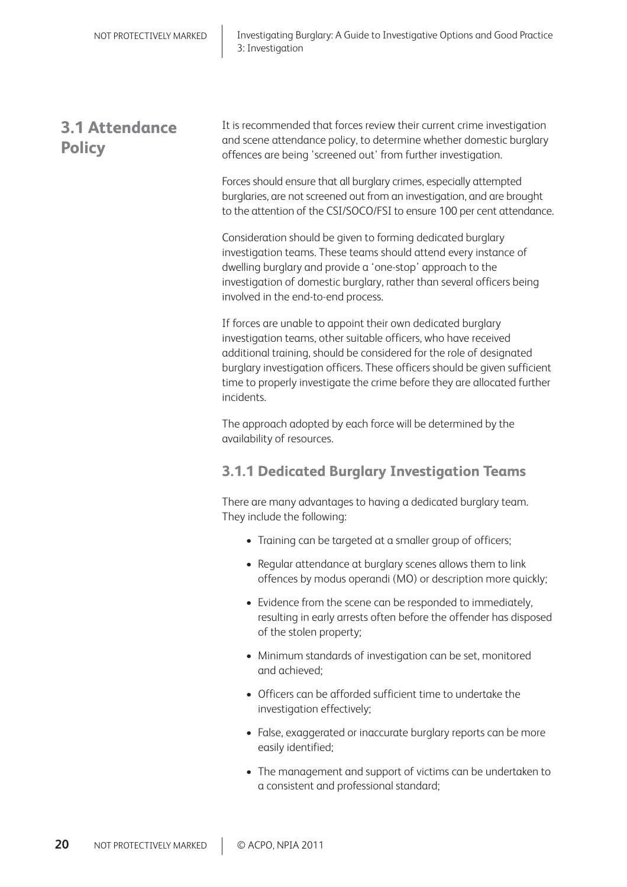## 3.1 Attendance Policy

It is recommended that forces review their current crime investigation and scene attendance policy, to determine whether domestic burglary offences are being 'screened out' from further investigation.

Forces should ensure that all burglary crimes, especially attempted burglaries, are not screened out from an investigation, and are brought to the attention of the CSI/SOCO/FSI to ensure 100 per cent attendance.

Consideration should be given to forming dedicated burglary investigation teams. These teams should attend every instance of dwelling burglary and provide a 'one-stop' approach to the investigation of domestic burglary, rather than several officers being involved in the end-to-end process.

If forces are unable to appoint their own dedicated burglary investigation teams, other suitable officers, who have received additional training, should be considered for the role of designated burglary investigation officers. These officers should be given sufficient time to properly investigate the crime before they are allocated further incidents.

The approach adopted by each force will be determined by the availability of resources.

### 3.1.1 Dedicated Burglary Investigation Teams

There are many advantages to having a dedicated burglary team. They include the following:

- Training can be targeted at a smaller group of officers;
- Regular attendance at burglary scenes allows them to link offences by modus operandi (MO) or description more quickly;
- Evidence from the scene can be responded to immediately, resulting in early arrests often before the offender has disposed of the stolen property;
- Minimum standards of investigation can be set, monitored and achieved;
- Officers can be afforded sufficient time to undertake the investigation effectively;
- False, exaggerated or inaccurate burglary reports can be more easily identified;
- The management and support of victims can be undertaken to a consistent and professional standard;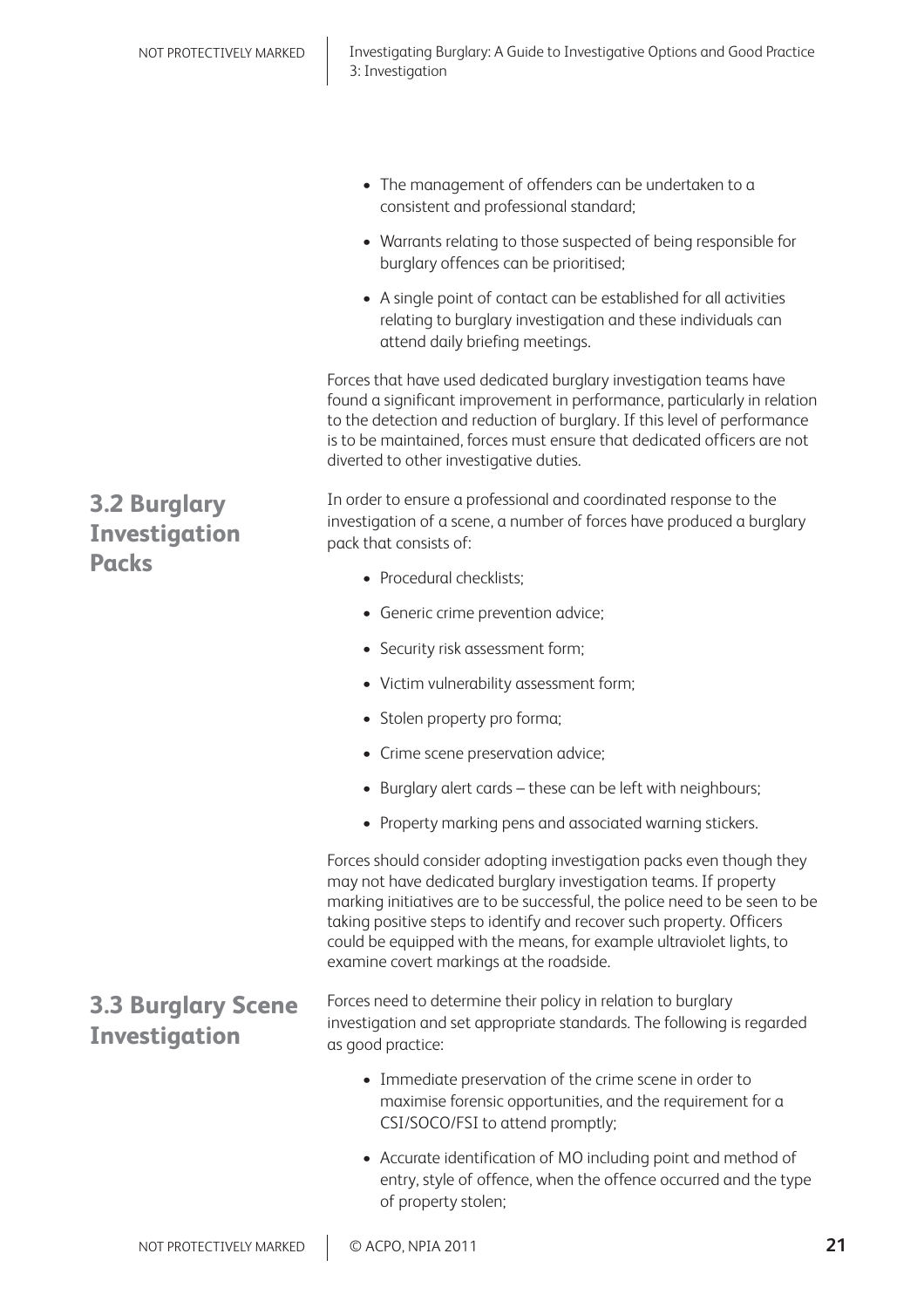- The management of offenders can be undertaken to a consistent and professional standard;
- Warrants relating to those suspected of being responsible for burglary offences can be prioritised;
- A single point of contact can be established for all activities relating to burglary investigation and these individuals can attend daily briefing meetings.

Forces that have used dedicated burglary investigation teams have found a significant improvement in performance, particularly in relation to the detection and reduction of burglary. If this level of performance is to be maintained, forces must ensure that dedicated officers are not diverted to other investigative duties.

## 3.2 Burglary Investigation Packs

In order to ensure a professional and coordinated response to the investigation of a scene, a number of forces have produced a burglary pack that consists of:

- Procedural checklists;
- Generic crime prevention advice;
- Security risk assessment form;
- Victim vulnerability assessment form;
- Stolen property pro forma;
- Crime scene preservation advice;
- Burglary alert cards – these can be left with neighbours;
- Property marking pens and associated warning stickers.

Forces should consider adopting investigation packs even though they may not have dedicated burglary investigation teams. If property marking initiatives are to be successful, the police need to be seen to be taking positive steps to identify and recover such property. Officers could be equipped with the means, for example ultraviolet lights, to examine covert markings at the roadside.

## 3.3 Burglary Scene Investigation

Forces need to determine their policy in relation to burglary investigation and set appropriate standards. The following is regarded as good practice:

- Immediate preservation of the crime scene in order to maximise forensic opportunities, and the requirement for a CSI/SOCO/FSI to attend promptly;
- Accurate identification of MO including point and method of entry, style of offence, when the offence occurred and the type of property stolen;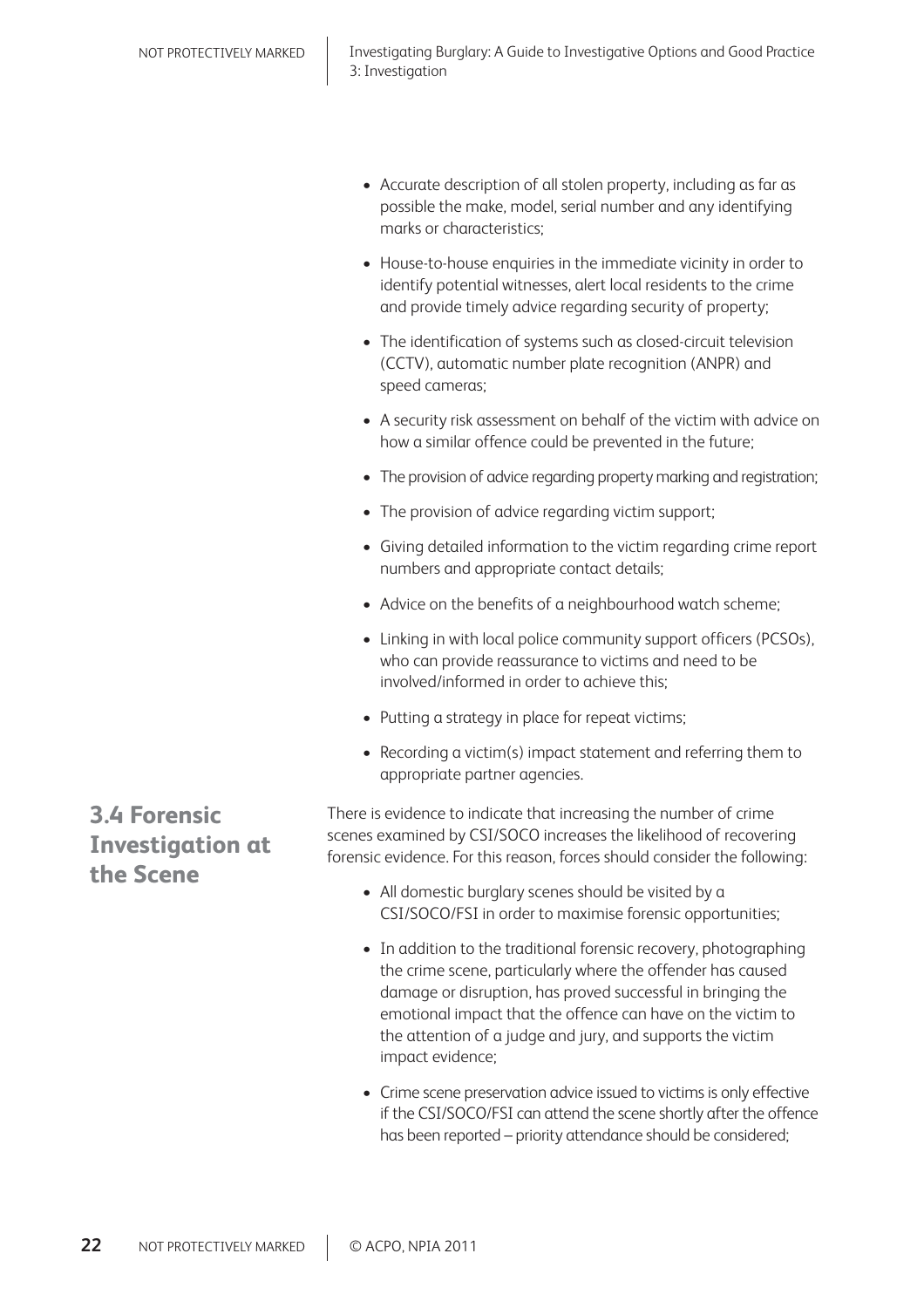- Accurate description of all stolen property, including as far as possible the make, model, serial number and any identifying marks or characteristics;
- House-to-house enquiries in the immediate vicinity in order to identify potential witnesses, alert local residents to the crime and provide timely advice regarding security of property;
- The identification of systems such as closed-circuit television (CCTV), automatic number plate recognition (ANPR) and speed cameras;
- A security risk assessment on behalf of the victim with advice on how a similar offence could be prevented in the future;
- The provision of advice regarding property marking and registration;
- The provision of advice regarding victim support;
- Giving detailed information to the victim regarding crime report numbers and appropriate contact details;
- Advice on the benefits of a neighbourhood watch scheme;
- Linking in with local police community support officers (PCSOs), who can provide reassurance to victims and need to be involved/informed in order to achieve this;
- Putting a strategy in place for repeat victims;
- Recording a victim(s) impact statement and referring them to appropriate partner agencies.

## 3.4 Forensic Investigation at the Scene

There is evidence to indicate that increasing the number of crime scenes examined by CSI/SOCO increases the likelihood of recovering forensic evidence. For this reason, forces should consider the following:

- All domestic burglary scenes should be visited by a CSI/SOCO/FSI in order to maximise forensic opportunities;
- In addition to the traditional forensic recovery, photographing the crime scene, particularly where the offender has caused damage or disruption, has proved successful in bringing the emotional impact that the offence can have on the victim to the attention of a judge and jury, and supports the victim impact evidence;
- Crime scene preservation advice issued to victims is only effective if the CSI/SOCO/FSI can attend the scene shortly after the offence has been reported – priority attendance should be considered;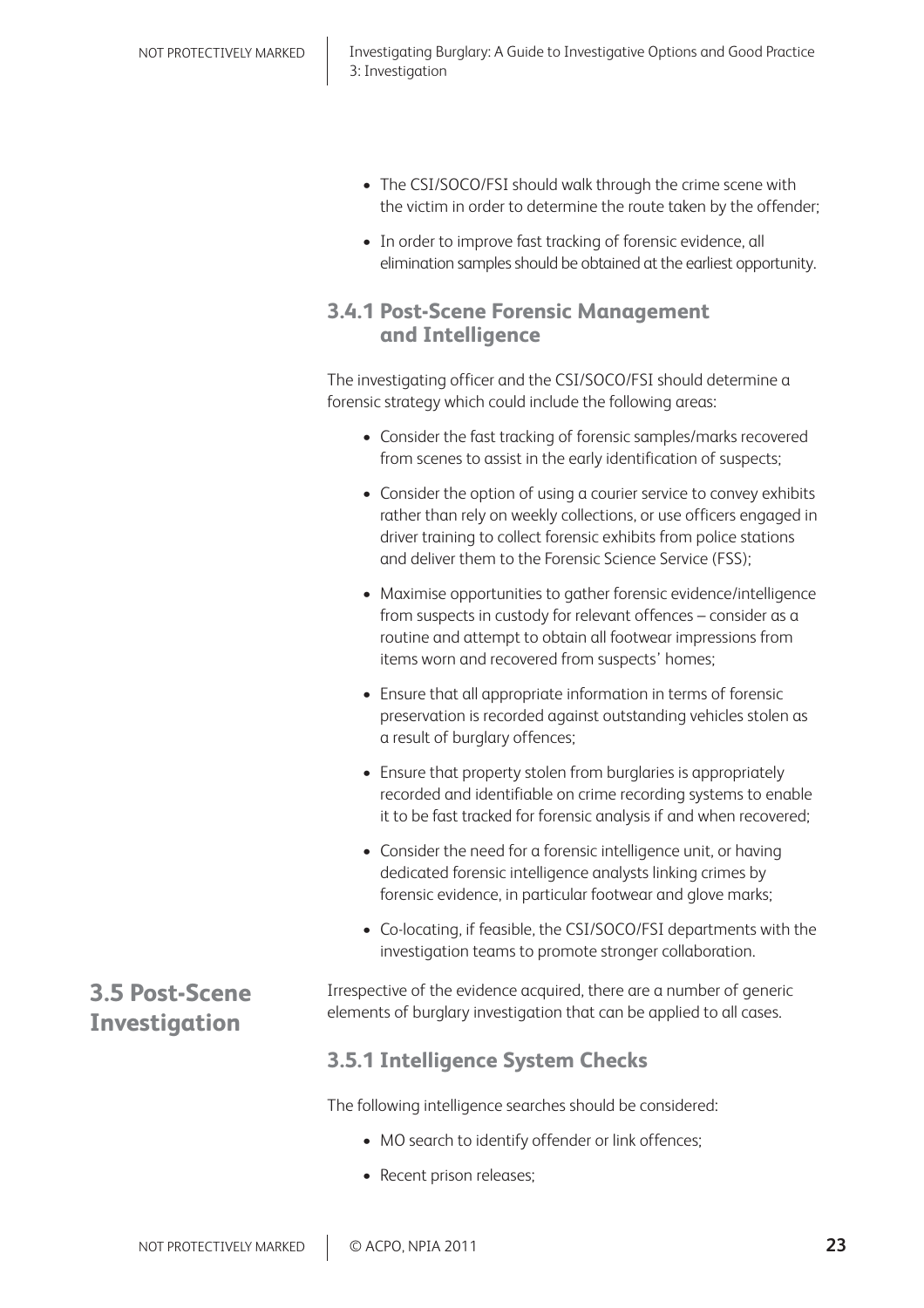- The CSI/SOCO/FSI should walk through the crime scene with the victim in order to determine the route taken by the offender;
- In order to improve fast tracking of forensic evidence, all elimination samples should be obtained at the earliest opportunity.

### 3.4.1 Post-Scene Forensic Management and Intelligence

The investigating officer and the CSI/SOCO/FSI should determine a forensic strategy which could include the following areas:

- Consider the fast tracking of forensic samples/marks recovered from scenes to assist in the early identification of suspects;
- Consider the option of using a courier service to convey exhibits rather than rely on weekly collections, or use officers engaged in driver training to collect forensic exhibits from police stations and deliver them to the Forensic Science Service (FSS);
- Maximise opportunities to gather forensic evidence/intelligence from suspects in custody for relevant offences – consider as a routine and attempt to obtain all footwear impressions from items worn and recovered from suspects' homes;
- Ensure that all appropriate information in terms of forensic preservation is recorded against outstanding vehicles stolen as a result of burglary offences;
- Ensure that property stolen from burglaries is appropriately recorded and identifiable on crime recording systems to enable it to be fast tracked for forensic analysis if and when recovered;
- Consider the need for a forensic intelligence unit, or having dedicated forensic intelligence analysts linking crimes by forensic evidence, in particular footwear and glove marks;
- Co-locating, if feasible, the CSI/SOCO/FSI departments with the investigation teams to promote stronger collaboration.

## 3.5 Post-Scene Investigation

Irrespective of the evidence acquired, there are a number of generic elements of burglary investigation that can be applied to all cases.

### 3.5.1 Intelligence System Checks

The following intelligence searches should be considered:

- MO search to identify offender or link offences;
- Recent prison releases;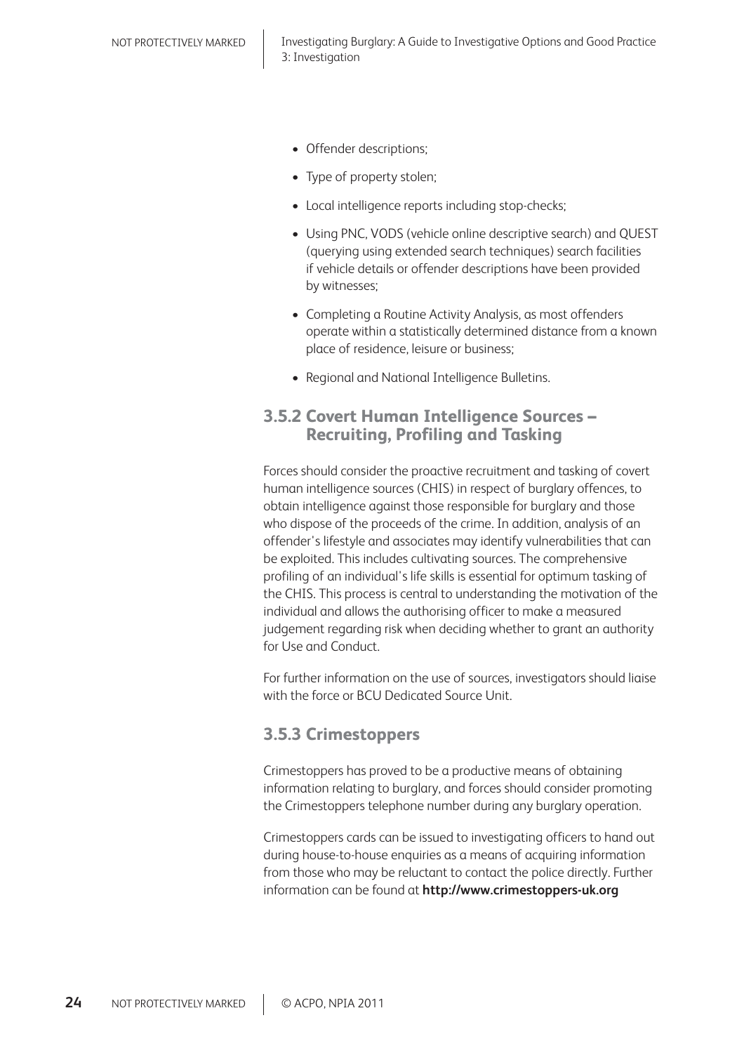- Offender descriptions;
- Type of property stolen;
- Local intelligence reports including stop-checks;
- Using PNC, VODS (vehicle online descriptive search) and QUEST (querying using extended search techniques) search facilities if vehicle details or offender descriptions have been provided by witnesses;
- Completing a Routine Activity Analysis, as most offenders operate within a statistically determined distance from a known place of residence, leisure or business;
- Regional and National Intelligence Bulletins.

### 3.5.2 Covert Human Intelligence Sources – Recruiting, Profiling and Tasking

Forces should consider the proactive recruitment and tasking of covert human intelligence sources (CHIS) in respect of burglary offences, to obtain intelligence against those responsible for burglary and those who dispose of the proceeds of the crime. In addition, analysis of an offender's lifestyle and associates may identify vulnerabilities that can be exploited. This includes cultivating sources. The comprehensive profiling of an individual's life skills is essential for optimum tasking of the CHIS. This process is central to understanding the motivation of the individual and allows the authorising officer to make a measured judgement regarding risk when deciding whether to grant an authority for Use and Conduct.

For further information on the use of sources, investigators should liaise with the force or BCU Dedicated Source Unit.

### 3.5.3 Crimestoppers

Crimestoppers has proved to be a productive means of obtaining information relating to burglary, and forces should consider promoting the Crimestoppers telephone number during any burglary operation.

Crimestoppers cards can be issued to investigating officers to hand out during house-to-house enquiries as a means of acquiring information from those who may be reluctant to contact the police directly. Further information can be found at **http://www.crimestoppers-uk.org**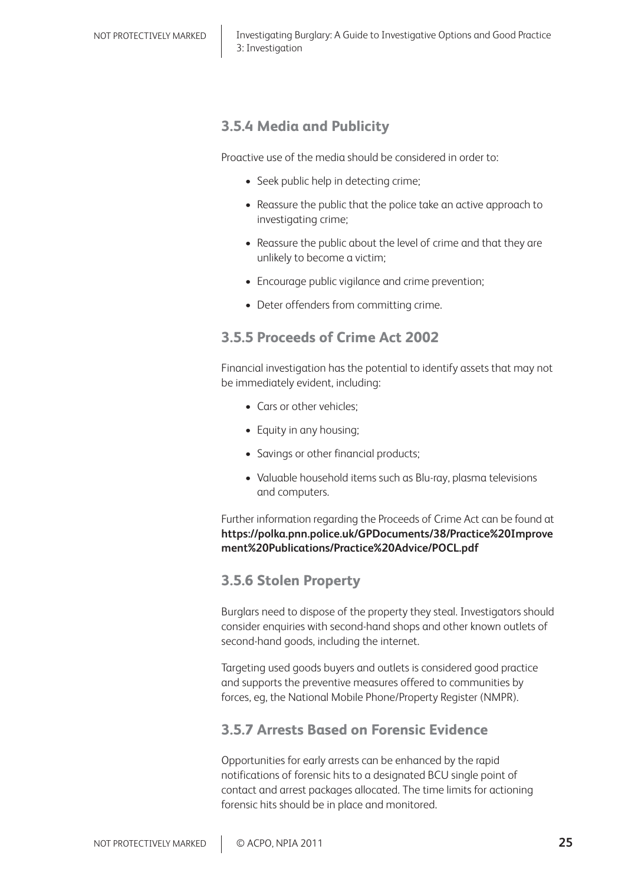### 3.5.4 Media and Publicity

Proactive use of the media should be considered in order to:

- Seek public help in detecting crime;
- Reassure the public that the police take an active approach to investigating crime;
- Reassure the public about the level of crime and that they are unlikely to become a victim;
- Encourage public vigilance and crime prevention;
- Deter offenders from committing crime.

### 3.5.5 Proceeds of Crime Act 2002

Financial investigation has the potential to identify assets that may not be immediately evident, including:

- Cars or other vehicles;
- Equity in any housing;
- Savings or other financial products;
- Valuable household items such as Blu-ray, plasma televisions and computers.

Further information regarding the Proceeds of Crime Act can be found at **https://polka.pnn.police.uk/GPDocuments/38/Practice%20Improvement%20Publications/Practice%20Advice/POCL.pdf**

### 3.5.6 Stolen Property

Burglars need to dispose of the property they steal. Investigators should consider enquiries with second-hand shops and other known outlets of second-hand goods, including the internet.

Targeting used goods buyers and outlets is considered good practice and supports the preventive measures offered to communities by forces, eg, the National Mobile Phone/Property Register (NMPR).

### 3.5.7 Arrests Based on Forensic Evidence

Opportunities for early arrests can be enhanced by the rapid notifications of forensic hits to a designated BCU single point of contact and arrest packages allocated. The time limits for actioning forensic hits should be in place and monitored.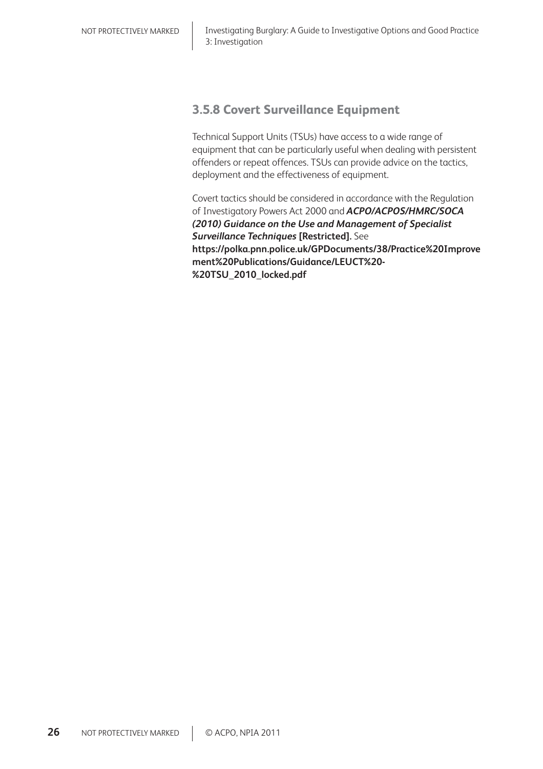### 3.5.8 Covert Surveillance Equipment

Technical Support Units (TSUs) have access to a wide range of equipment that can be particularly useful when dealing with persistent offenders or repeat offences. TSUs can provide advice on the tactics, deployment and the effectiveness of equipment.

Covert tactics should be considered in accordance with the Regulation of Investigatory Powers Act 2000 and ***ACPO/ACPOS/HMRC/SOCA (2010) Guidance on the Use and Management of Specialist Surveillance Techniques*** **[Restricted].** See **https://polka.pnn.police.uk/GPDocuments/38/Practice%20Improvement%20Publications/Guidance/LEUCT%20-%20TSU_2010_locked.pdf**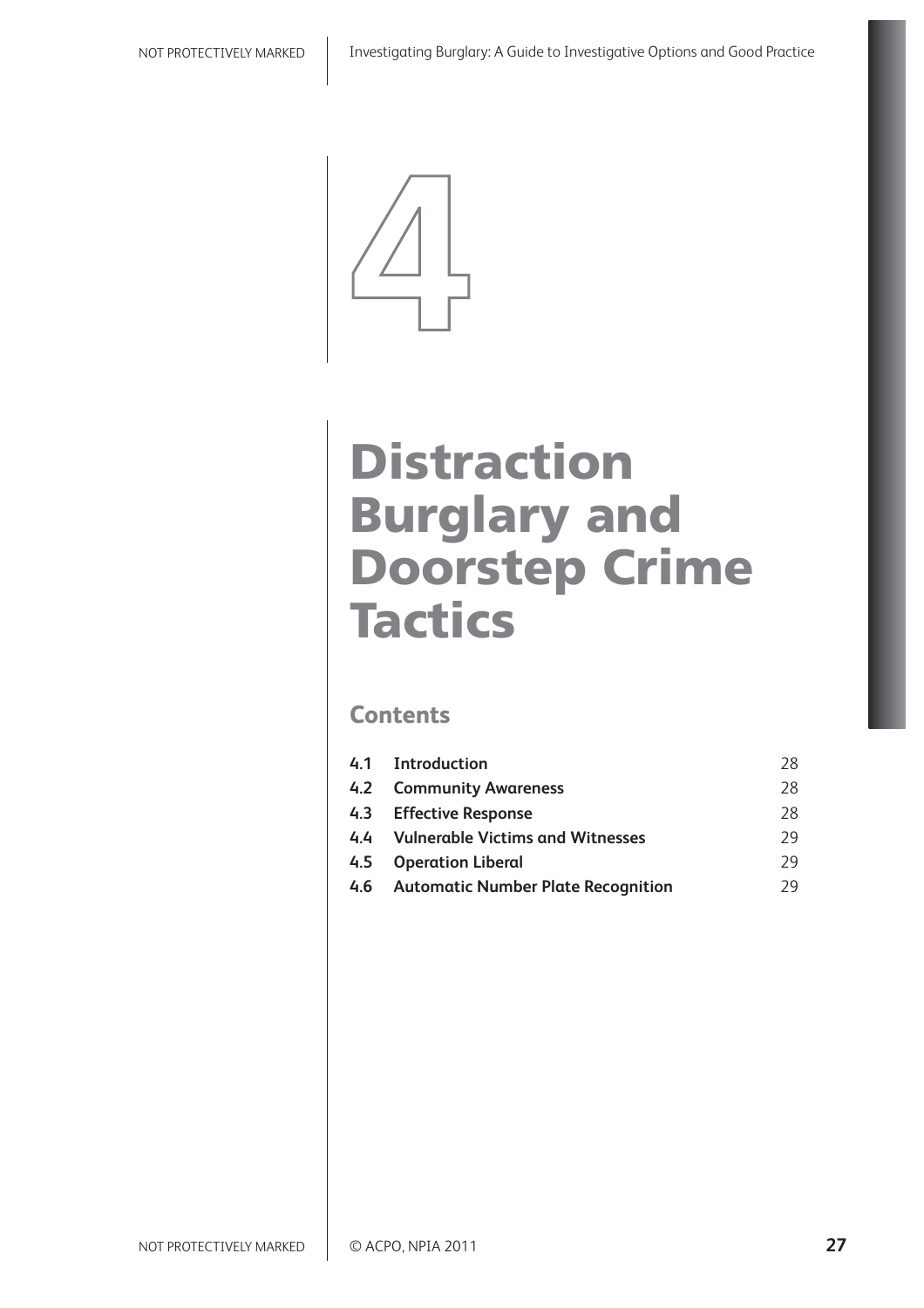# 4

# Distraction Burglary and Doorstep Crime Tactics

## Contents

| | | |
|---|---|---|
| **4.1** | **Introduction** | 28 |
| **4.2** | **Community Awareness** | 28 |
| **4.3** | **Effective Response** | 28 |
| **4.4** | **Vulnerable Victims and Witnesses** | 29 |
| **4.5** | **Operation Liberal** | 29 |
| **4.6** | **Automatic Number Plate Recognition** | 29 |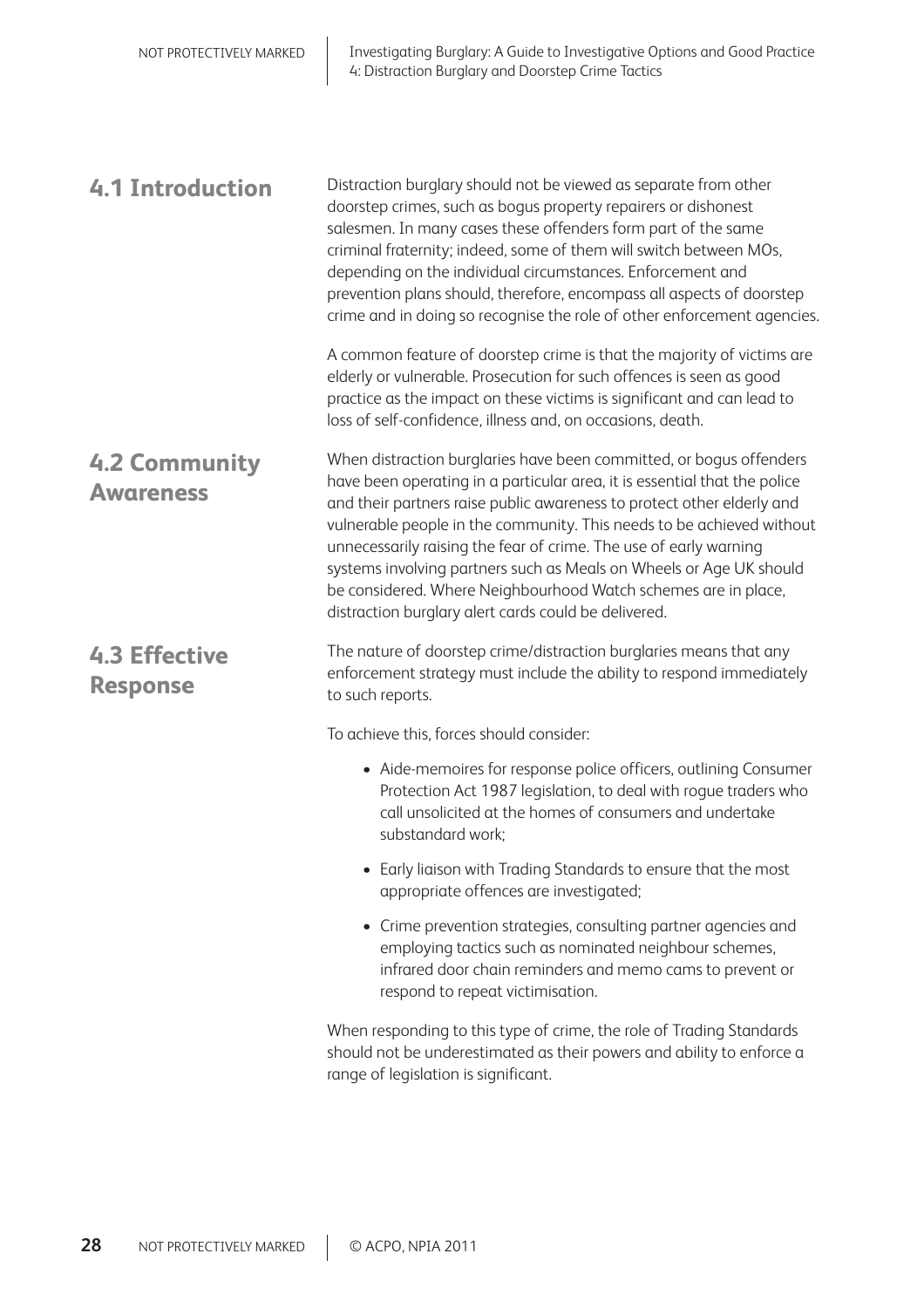## 4.1 Introduction

Distraction burglary should not be viewed as separate from other doorstep crimes, such as bogus property repairers or dishonest salesmen. In many cases these offenders form part of the same criminal fraternity; indeed, some of them will switch between MOs, depending on the individual circumstances. Enforcement and prevention plans should, therefore, encompass all aspects of doorstep crime and in doing so recognise the role of other enforcement agencies.

A common feature of doorstep crime is that the majority of victims are elderly or vulnerable. Prosecution for such offences is seen as good practice as the impact on these victims is significant and can lead to loss of self-confidence, illness and, on occasions, death.

## 4.2 Community Awareness

When distraction burglaries have been committed, or bogus offenders have been operating in a particular area, it is essential that the police and their partners raise public awareness to protect other elderly and vulnerable people in the community. This needs to be achieved without unnecessarily raising the fear of crime. The use of early warning systems involving partners such as Meals on Wheels or Age UK should be considered. Where Neighbourhood Watch schemes are in place, distraction burglary alert cards could be delivered.

## 4.3 Effective Response

The nature of doorstep crime/distraction burglaries means that any enforcement strategy must include the ability to respond immediately to such reports.

To achieve this, forces should consider:

- Aide-memoires for response police officers, outlining Consumer Protection Act 1987 legislation, to deal with rogue traders who call unsolicited at the homes of consumers and undertake substandard work;
- Early liaison with Trading Standards to ensure that the most appropriate offences are investigated;
- Crime prevention strategies, consulting partner agencies and employing tactics such as nominated neighbour schemes, infrared door chain reminders and memo cams to prevent or respond to repeat victimisation.

When responding to this type of crime, the role of Trading Standards should not be underestimated as their powers and ability to enforce a range of legislation is significant.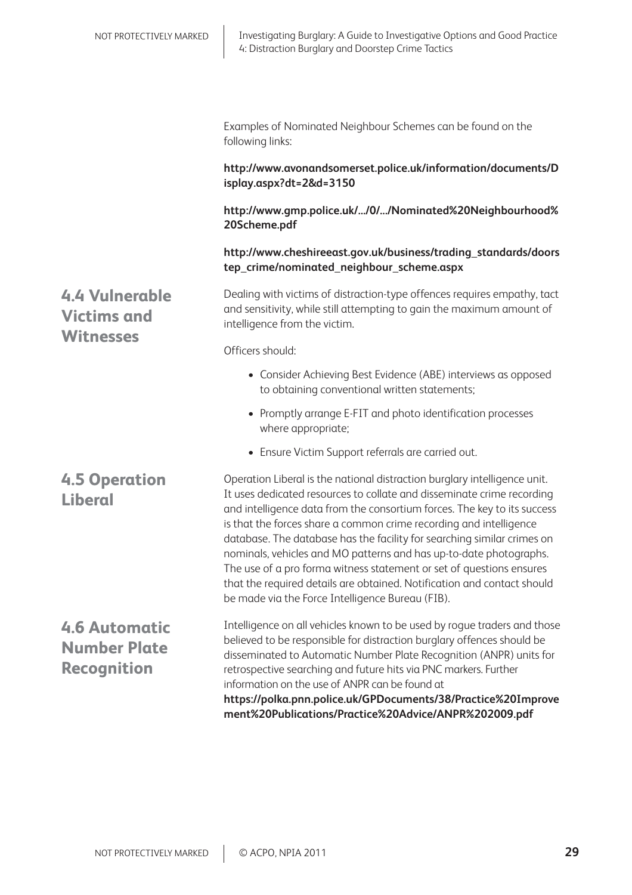Examples of Nominated Neighbour Schemes can be found on the following links:

**http://www.avonandsomerset.police.uk/information/documents/Display.aspx?dt=2&d=3150**

**http://www.gmp.police.uk/.../0/.../Nominated%20Neighbourhood%20Scheme.pdf**

**http://www.cheshireeast.gov.uk/business/trading_standards/doorstep_crime/nominated_neighbour_scheme.aspx**

## 4.4 Vulnerable Victims and Witnesses

Dealing with victims of distraction-type offences requires empathy, tact and sensitivity, while still attempting to gain the maximum amount of intelligence from the victim.

Officers should:

- Consider Achieving Best Evidence (ABE) interviews as opposed to obtaining conventional written statements;
- Promptly arrange E-FIT and photo identification processes where appropriate;
- Ensure Victim Support referrals are carried out.

## 4.5 Operation Liberal

Operation Liberal is the national distraction burglary intelligence unit. It uses dedicated resources to collate and disseminate crime recording and intelligence data from the consortium forces. The key to its success is that the forces share a common crime recording and intelligence database. The database has the facility for searching similar crimes on nominals, vehicles and MO patterns and has up-to-date photographs. The use of a pro forma witness statement or set of questions ensures that the required details are obtained. Notification and contact should be made via the Force Intelligence Bureau (FIB).

## 4.6 Automatic Number Plate Recognition

Intelligence on all vehicles known to be used by rogue traders and those believed to be responsible for distraction burglary offences should be disseminated to Automatic Number Plate Recognition (ANPR) units for retrospective searching and future hits via PNC markers. Further information on the use of ANPR can be found at **https://polka.pnn.police.uk/GPDocuments/38/Practice%20Improvement%20Publications/Practice%20Advice/ANPR%202009.pdf**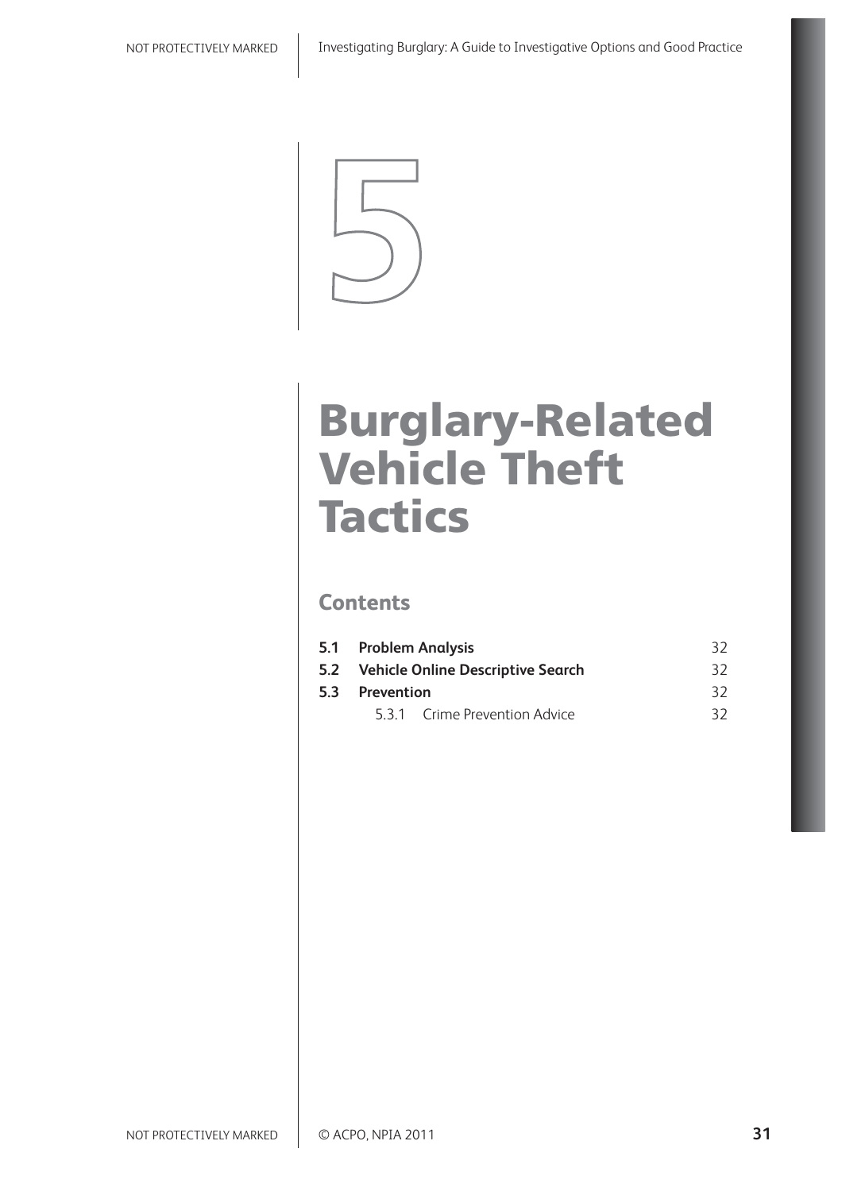# 5

# Burglary-Related Vehicle Theft Tactics

## Contents

| | | |
|---|---|---|
| **5.1** | **Problem Analysis** | 32 |
| **5.2** | **Vehicle Online Descriptive Search** | 32 |
| **5.3** | **Prevention** | 32 |
| | 5.3.1 Crime Prevention Advice | 32 |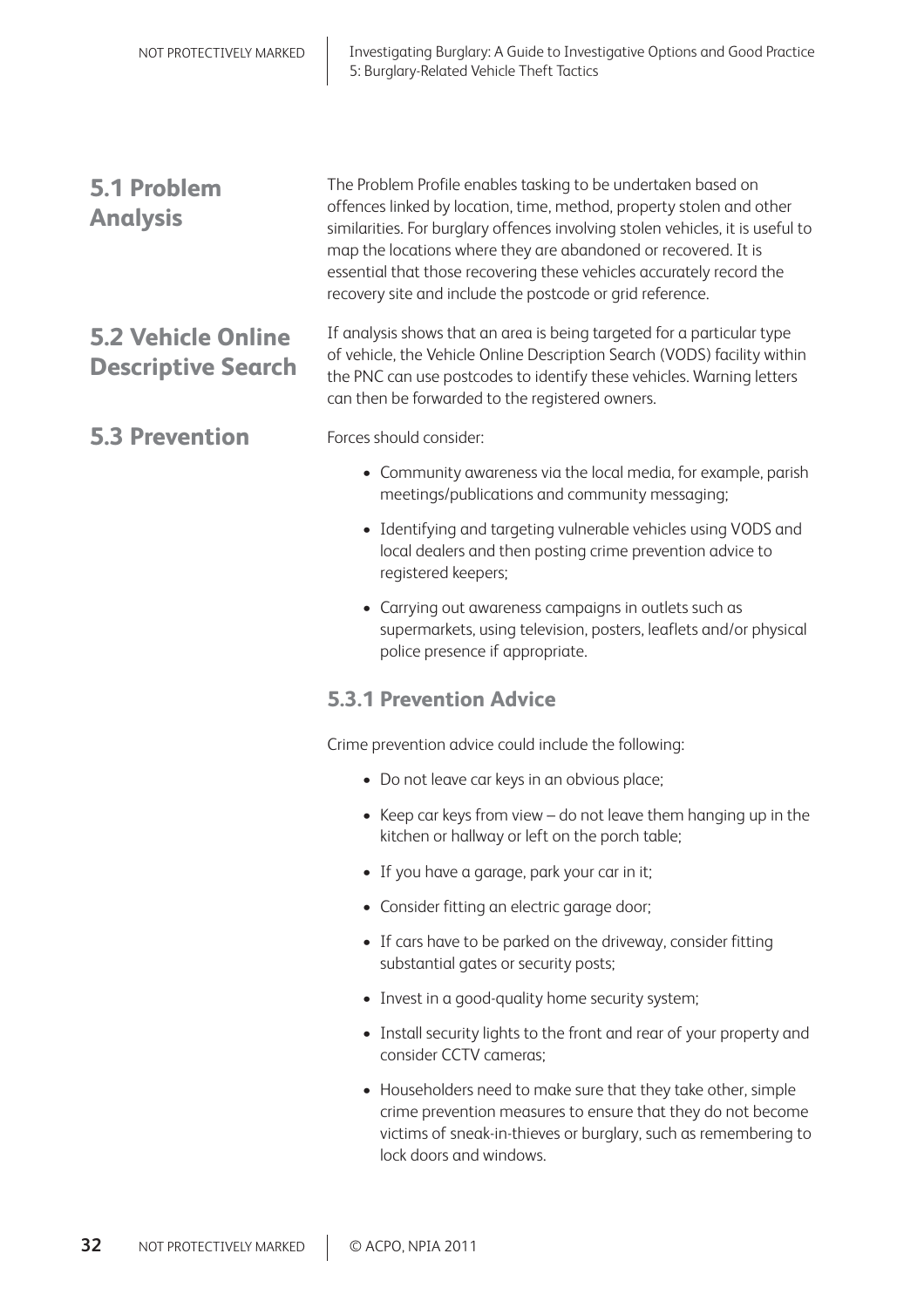## 5.1 Problem Analysis

The Problem Profile enables tasking to be undertaken based on offences linked by location, time, method, property stolen and other similarities. For burglary offences involving stolen vehicles, it is useful to map the locations where they are abandoned or recovered. It is essential that those recovering these vehicles accurately record the recovery site and include the postcode or grid reference.

## 5.2 Vehicle Online Descriptive Search

If analysis shows that an area is being targeted for a particular type of vehicle, the Vehicle Online Description Search (VODS) facility within the PNC can use postcodes to identify these vehicles. Warning letters can then be forwarded to the registered owners.

## 5.3 Prevention

Forces should consider:

- Community awareness via the local media, for example, parish meetings/publications and community messaging;
- Identifying and targeting vulnerable vehicles using VODS and local dealers and then posting crime prevention advice to registered keepers;
- Carrying out awareness campaigns in outlets such as supermarkets, using television, posters, leaflets and/or physical police presence if appropriate.

### 5.3.1 Prevention Advice

Crime prevention advice could include the following:

- Do not leave car keys in an obvious place;
- Keep car keys from view – do not leave them hanging up in the kitchen or hallway or left on the porch table;
- If you have a garage, park your car in it;
- Consider fitting an electric garage door;
- If cars have to be parked on the driveway, consider fitting substantial gates or security posts;
- Invest in a good-quality home security system;
- Install security lights to the front and rear of your property and consider CCTV cameras;
- Householders need to make sure that they take other, simple crime prevention measures to ensure that they do not become victims of sneak-in-thieves or burglary, such as remembering to lock doors and windows.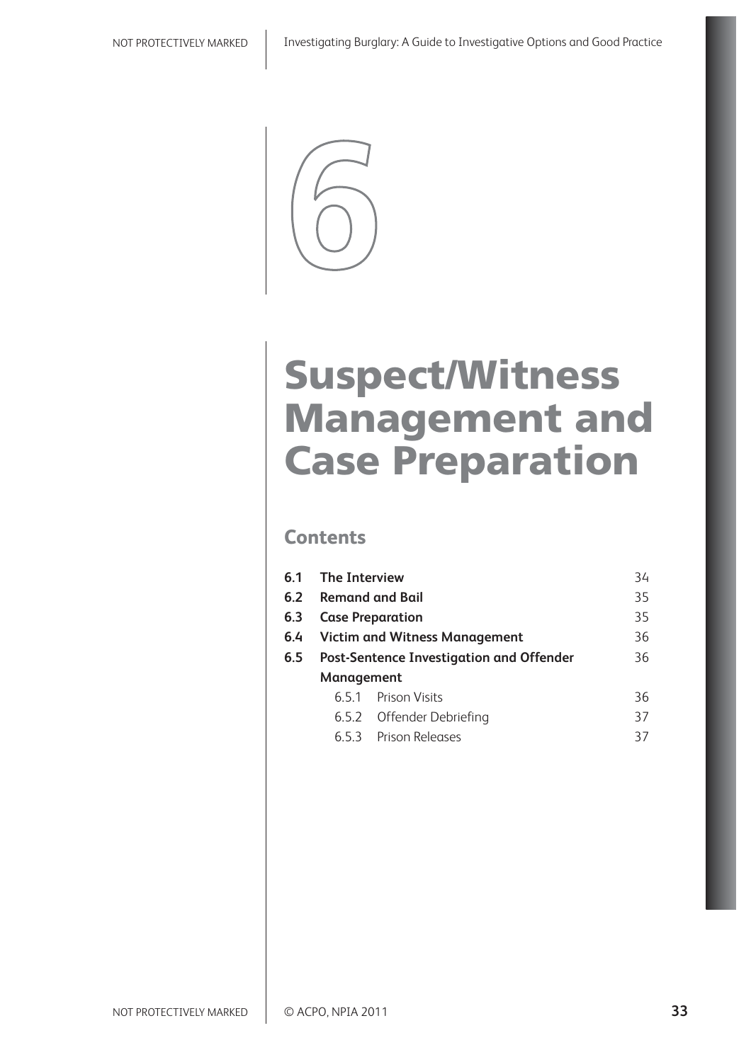# 6

# Suspect/Witness Management and Case Preparation

## Contents

| | | |
|---|---|---|
| **6.1** | **The Interview** | 34 |
| **6.2** | **Remand and Bail** | 35 |
| **6.3** | **Case Preparation** | 35 |
| **6.4** | **Victim and Witness Management** | 36 |
| **6.5** | **Post-Sentence Investigation and Offender Management** | 36 |
| | 6.5.1 Prison Visits | 36 |
| | 6.5.2 Offender Debriefing | 37 |
| | 6.5.3 Prison Releases | 37 |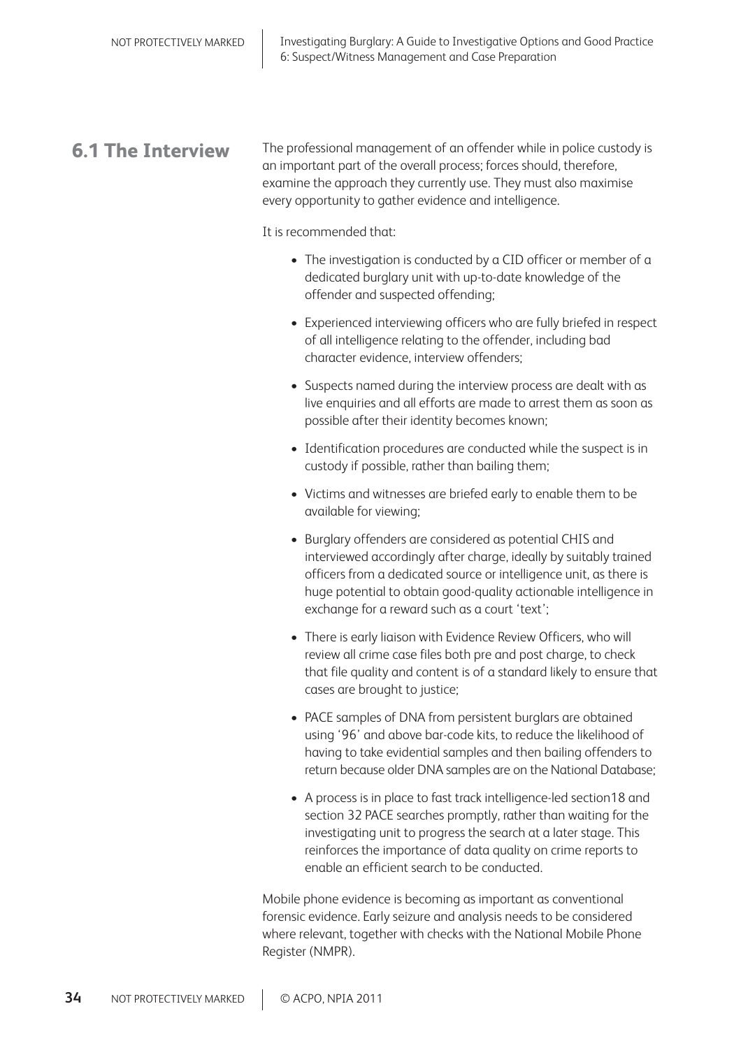## 6.1 The Interview

The professional management of an offender while in police custody is an important part of the overall process; forces should, therefore, examine the approach they currently use. They must also maximise every opportunity to gather evidence and intelligence.

It is recommended that:

- The investigation is conducted by a CID officer or member of a dedicated burglary unit with up-to-date knowledge of the offender and suspected offending;
- Experienced interviewing officers who are fully briefed in respect of all intelligence relating to the offender, including bad character evidence, interview offenders;
- Suspects named during the interview process are dealt with as live enquiries and all efforts are made to arrest them as soon as possible after their identity becomes known;
- Identification procedures are conducted while the suspect is in custody if possible, rather than bailing them;
- Victims and witnesses are briefed early to enable them to be available for viewing;
- Burglary offenders are considered as potential CHIS and interviewed accordingly after charge, ideally by suitably trained officers from a dedicated source or intelligence unit, as there is huge potential to obtain good-quality actionable intelligence in exchange for a reward such as a court 'text';
- There is early liaison with Evidence Review Officers, who will review all crime case files both pre and post charge, to check that file quality and content is of a standard likely to ensure that cases are brought to justice;
- PACE samples of DNA from persistent burglars are obtained using '96' and above bar-code kits, to reduce the likelihood of having to take evidential samples and then bailing offenders to return because older DNA samples are on the National Database;
- A process is in place to fast track intelligence-led section18 and section 32 PACE searches promptly, rather than waiting for the investigating unit to progress the search at a later stage. This reinforces the importance of data quality on crime reports to enable an efficient search to be conducted.

Mobile phone evidence is becoming as important as conventional forensic evidence. Early seizure and analysis needs to be considered where relevant, together with checks with the National Mobile Phone Register (NMPR).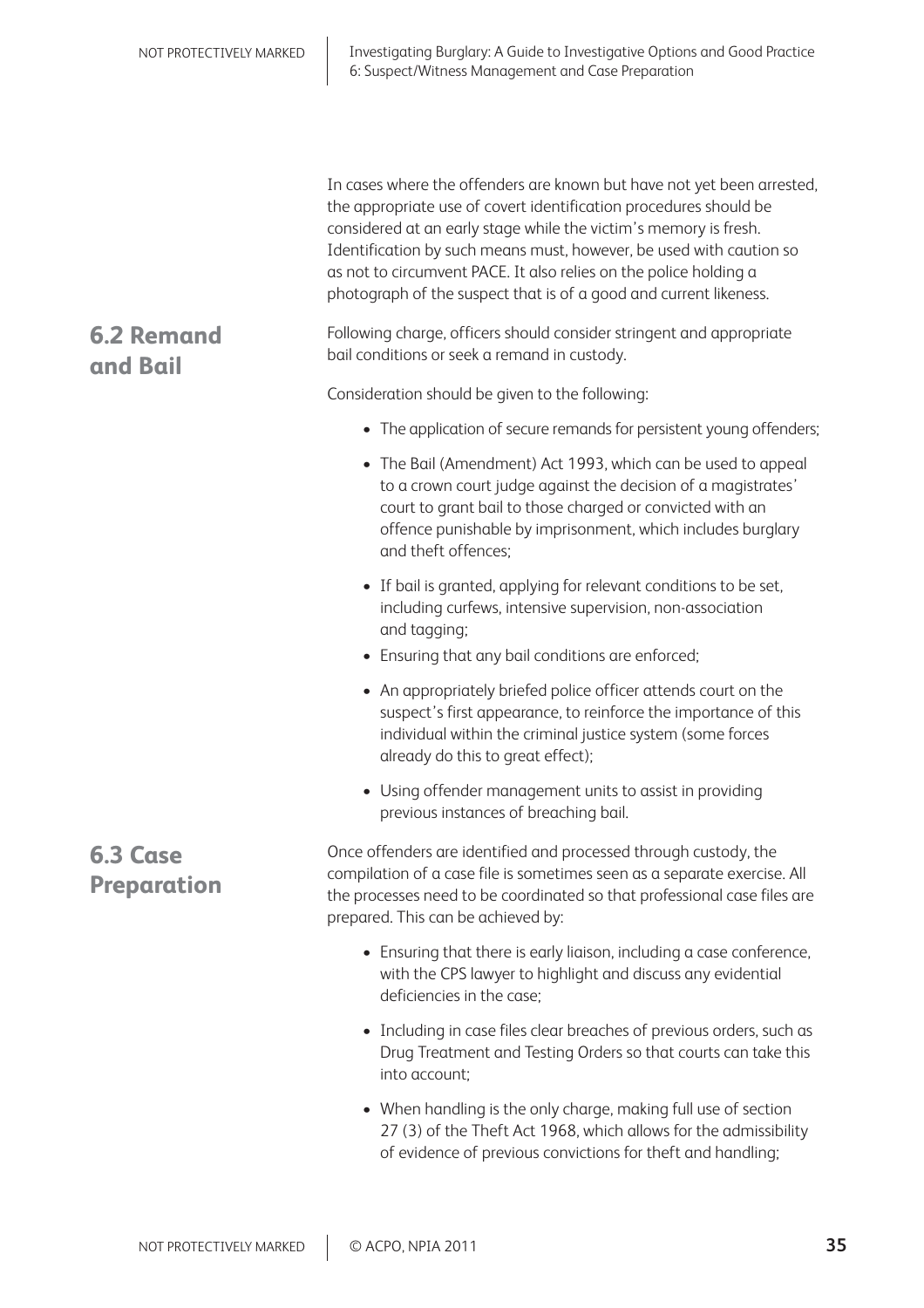In cases where the offenders are known but have not yet been arrested, the appropriate use of covert identification procedures should be considered at an early stage while the victim's memory is fresh. Identification by such means must, however, be used with caution so as not to circumvent PACE. It also relies on the police holding a photograph of the suspect that is of a good and current likeness.

## 6.2 Remand and Bail

Following charge, officers should consider stringent and appropriate bail conditions or seek a remand in custody.

Consideration should be given to the following:

- The application of secure remands for persistent young offenders;
- The Bail (Amendment) Act 1993, which can be used to appeal to a crown court judge against the decision of a magistrates' court to grant bail to those charged or convicted with an offence punishable by imprisonment, which includes burglary and theft offences;
- If bail is granted, applying for relevant conditions to be set, including curfews, intensive supervision, non-association and tagging;
- Ensuring that any bail conditions are enforced;
- An appropriately briefed police officer attends court on the suspect's first appearance, to reinforce the importance of this individual within the criminal justice system (some forces already do this to great effect);
- Using offender management units to assist in providing previous instances of breaching bail.

## 6.3 Case Preparation

Once offenders are identified and processed through custody, the compilation of a case file is sometimes seen as a separate exercise. All the processes need to be coordinated so that professional case files are prepared. This can be achieved by:

- Ensuring that there is early liaison, including a case conference, with the CPS lawyer to highlight and discuss any evidential deficiencies in the case;
- Including in case files clear breaches of previous orders, such as Drug Treatment and Testing Orders so that courts can take this into account;
- When handling is the only charge, making full use of section 27 (3) of the Theft Act 1968, which allows for the admissibility of evidence of previous convictions for theft and handling;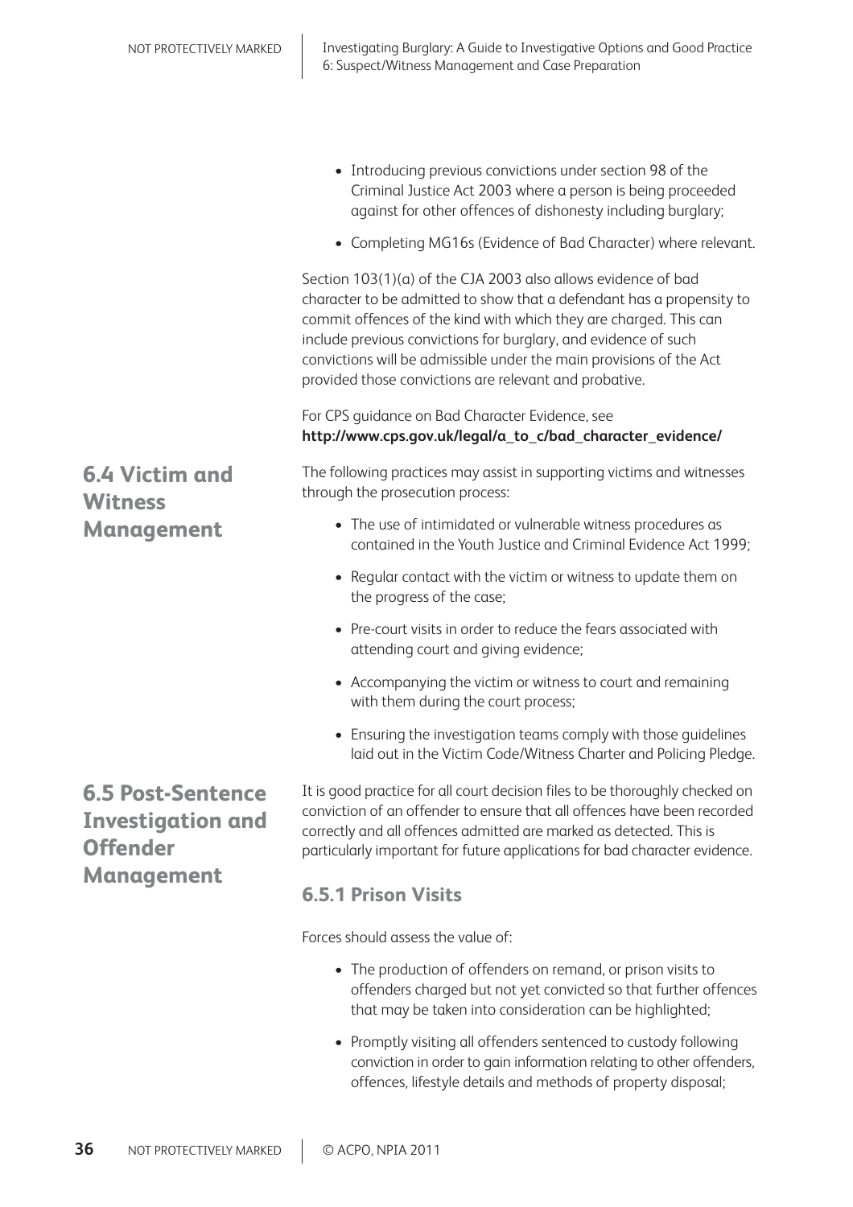- Introducing previous convictions under section 98 of the Criminal Justice Act 2003 where a person is being proceeded against for other offences of dishonesty including burglary;
- Completing MG16s (Evidence of Bad Character) where relevant.

Section 103(1)(a) of the CJA 2003 also allows evidence of bad character to be admitted to show that a defendant has a propensity to commit offences of the kind with which they are charged. This can include previous convictions for burglary, and evidence of such convictions will be admissible under the main provisions of the Act provided those convictions are relevant and probative.

For CPS guidance on Bad Character Evidence, see **http://www.cps.gov.uk/legal/a_to_c/bad_character_evidence/**

## 6.4 Victim and Witness Management

The following practices may assist in supporting victims and witnesses through the prosecution process:

- The use of intimidated or vulnerable witness procedures as contained in the Youth Justice and Criminal Evidence Act 1999;
- Regular contact with the victim or witness to update them on the progress of the case;
- Pre-court visits in order to reduce the fears associated with attending court and giving evidence;
- Accompanying the victim or witness to court and remaining with them during the court process;
- Ensuring the investigation teams comply with those guidelines laid out in the Victim Code/Witness Charter and Policing Pledge.

## 6.5 Post-Sentence Investigation and Offender Management

It is good practice for all court decision files to be thoroughly checked on conviction of an offender to ensure that all offences have been recorded correctly and all offences admitted are marked as detected. This is particularly important for future applications for bad character evidence.

### 6.5.1 Prison Visits

Forces should assess the value of:

- The production of offenders on remand, or prison visits to offenders charged but not yet convicted so that further offences that may be taken into consideration can be highlighted;
- Promptly visiting all offenders sentenced to custody following conviction in order to gain information relating to other offenders, offences, lifestyle details and methods of property disposal;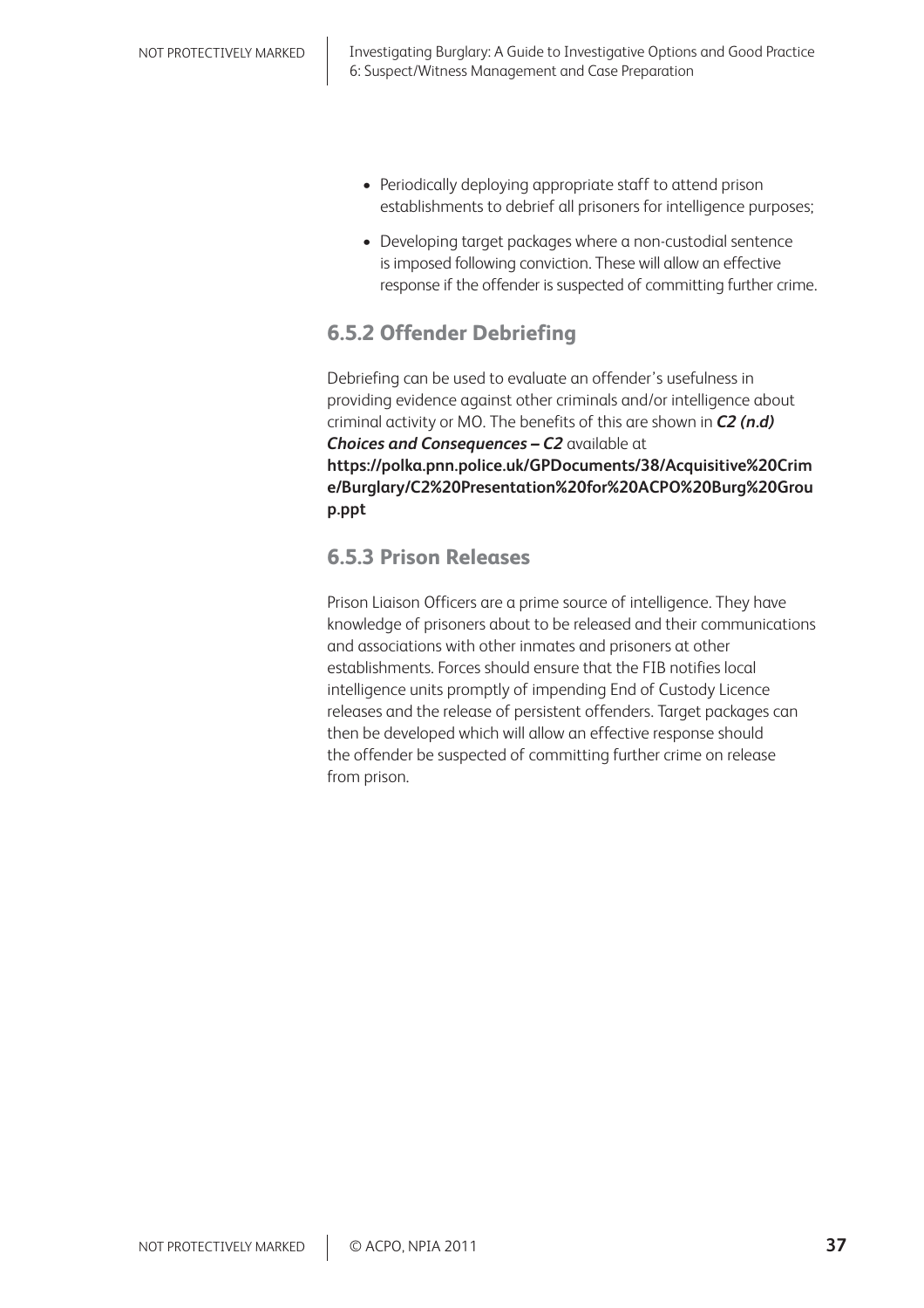- Periodically deploying appropriate staff to attend prison establishments to debrief all prisoners for intelligence purposes;
- Developing target packages where a non-custodial sentence is imposed following conviction. These will allow an effective response if the offender is suspected of committing further crime.

### 6.5.2 Offender Debriefing

Debriefing can be used to evaluate an offender's usefulness in providing evidence against other criminals and/or intelligence about criminal activity or MO. The benefits of this are shown in ***C2 (n.d) Choices and Consequences – C2*** available at **https://polka.pnn.police.uk/GPDocuments/38/Acquisitive%20Crime/Burglary/C2%20Presentation%20for%20ACPO%20Burg%20Group.ppt**

### 6.5.3 Prison Releases

Prison Liaison Officers are a prime source of intelligence. They have knowledge of prisoners about to be released and their communications and associations with other inmates and prisoners at other establishments. Forces should ensure that the FIB notifies local intelligence units promptly of impending End of Custody Licence releases and the release of persistent offenders. Target packages can then be developed which will allow an effective response should the offender be suspected of committing further crime on release from prison.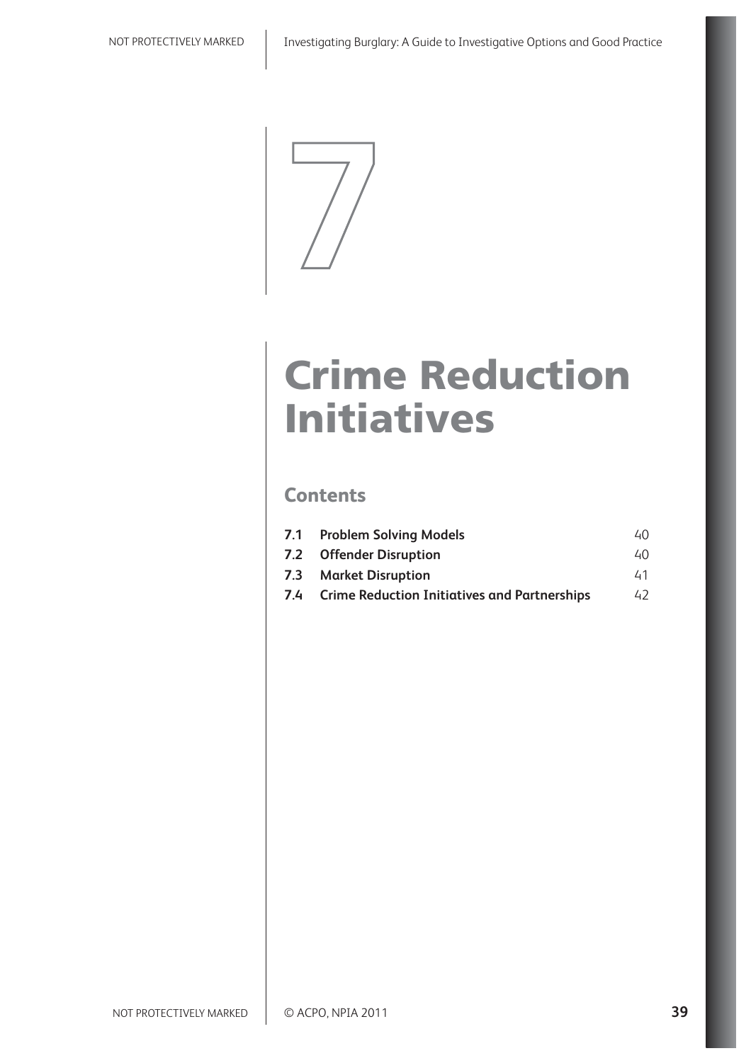# 7

# Crime Reduction Initiatives

## Contents

| | | |
|---|---|---|
| **7.1** | **Problem Solving Models** | 40 |
| **7.2** | **Offender Disruption** | 40 |
| **7.3** | **Market Disruption** | 41 |
| **7.4** | **Crime Reduction Initiatives and Partnerships** | 42 |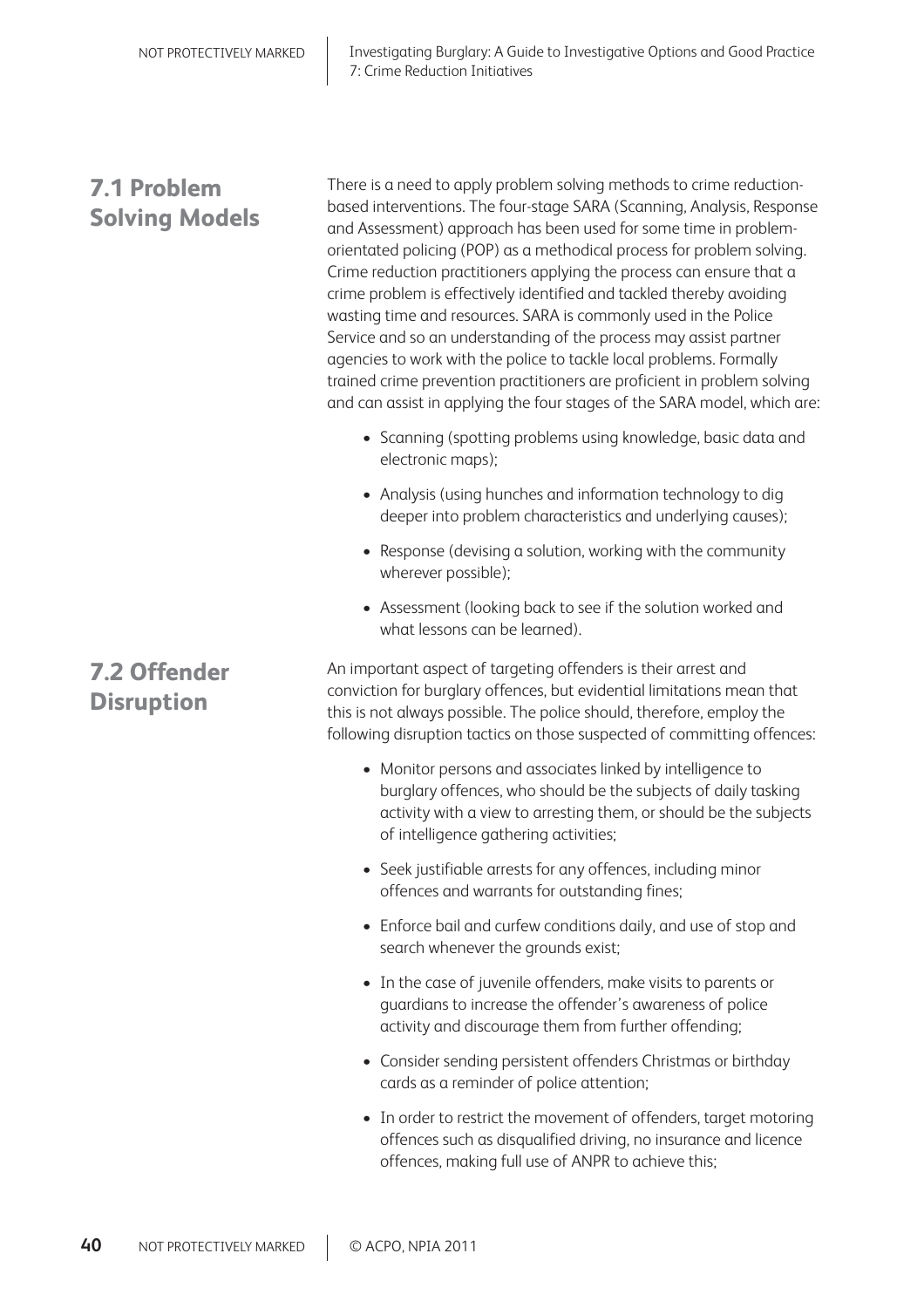## 7.1 Problem Solving Models

There is a need to apply problem solving methods to crime reduction-based interventions. The four-stage SARA (Scanning, Analysis, Response and Assessment) approach has been used for some time in problem-orientated policing (POP) as a methodical process for problem solving. Crime reduction practitioners applying the process can ensure that a crime problem is effectively identified and tackled thereby avoiding wasting time and resources. SARA is commonly used in the Police Service and so an understanding of the process may assist partner agencies to work with the police to tackle local problems. Formally trained crime prevention practitioners are proficient in problem solving and can assist in applying the four stages of the SARA model, which are:

- Scanning (spotting problems using knowledge, basic data and electronic maps);
- Analysis (using hunches and information technology to dig deeper into problem characteristics and underlying causes);
- Response (devising a solution, working with the community wherever possible);
- Assessment (looking back to see if the solution worked and what lessons can be learned).

## 7.2 Offender Disruption

An important aspect of targeting offenders is their arrest and conviction for burglary offences, but evidential limitations mean that this is not always possible. The police should, therefore, employ the following disruption tactics on those suspected of committing offences:

- Monitor persons and associates linked by intelligence to burglary offences, who should be the subjects of daily tasking activity with a view to arresting them, or should be the subjects of intelligence gathering activities;
- Seek justifiable arrests for any offences, including minor offences and warrants for outstanding fines;
- Enforce bail and curfew conditions daily, and use of stop and search whenever the grounds exist;
- In the case of juvenile offenders, make visits to parents or guardians to increase the offender's awareness of police activity and discourage them from further offending;
- Consider sending persistent offenders Christmas or birthday cards as a reminder of police attention;
- In order to restrict the movement of offenders, target motoring offences such as disqualified driving, no insurance and licence offences, making full use of ANPR to achieve this;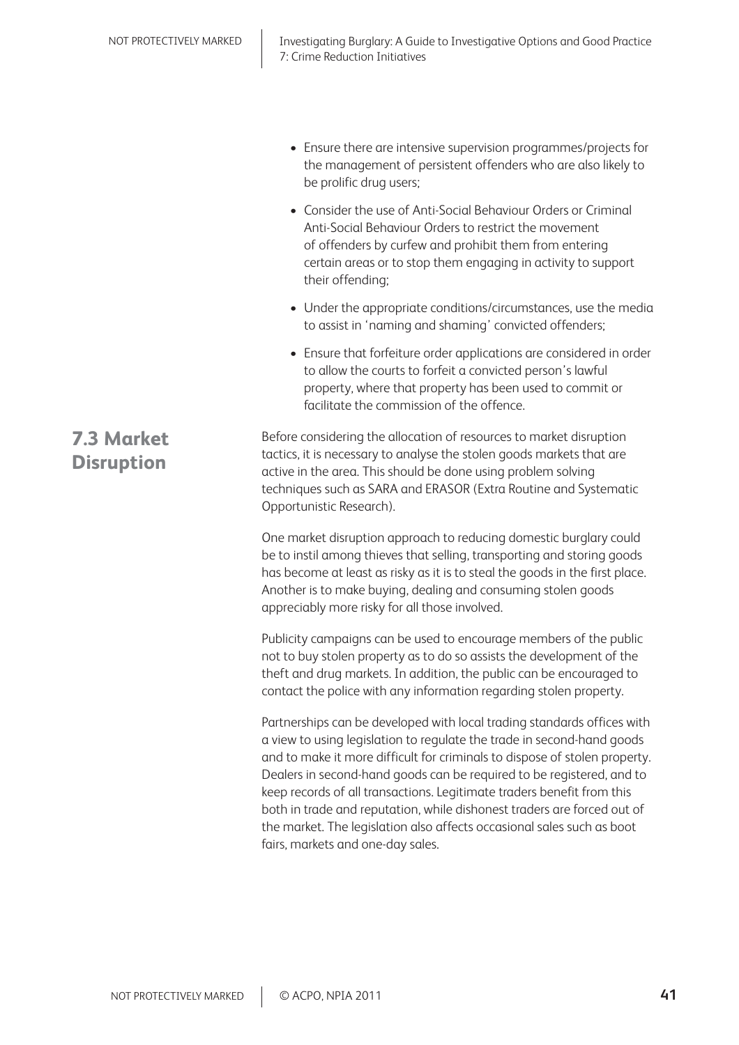- Ensure there are intensive supervision programmes/projects for the management of persistent offenders who are also likely to be prolific drug users;
- Consider the use of Anti-Social Behaviour Orders or Criminal Anti-Social Behaviour Orders to restrict the movement of offenders by curfew and prohibit them from entering certain areas or to stop them engaging in activity to support their offending;
- Under the appropriate conditions/circumstances, use the media to assist in 'naming and shaming' convicted offenders;
- Ensure that forfeiture order applications are considered in order to allow the courts to forfeit a convicted person's lawful property, where that property has been used to commit or facilitate the commission of the offence.

## 7.3 Market Disruption

Before considering the allocation of resources to market disruption tactics, it is necessary to analyse the stolen goods markets that are active in the area. This should be done using problem solving techniques such as SARA and ERASOR (Extra Routine and Systematic Opportunistic Research).

One market disruption approach to reducing domestic burglary could be to instil among thieves that selling, transporting and storing goods has become at least as risky as it is to steal the goods in the first place. Another is to make buying, dealing and consuming stolen goods appreciably more risky for all those involved.

Publicity campaigns can be used to encourage members of the public not to buy stolen property as to do so assists the development of the theft and drug markets. In addition, the public can be encouraged to contact the police with any information regarding stolen property.

Partnerships can be developed with local trading standards offices with a view to using legislation to regulate the trade in second-hand goods and to make it more difficult for criminals to dispose of stolen property. Dealers in second-hand goods can be required to be registered, and to keep records of all transactions. Legitimate traders benefit from this both in trade and reputation, while dishonest traders are forced out of the market. The legislation also affects occasional sales such as boot fairs, markets and one-day sales.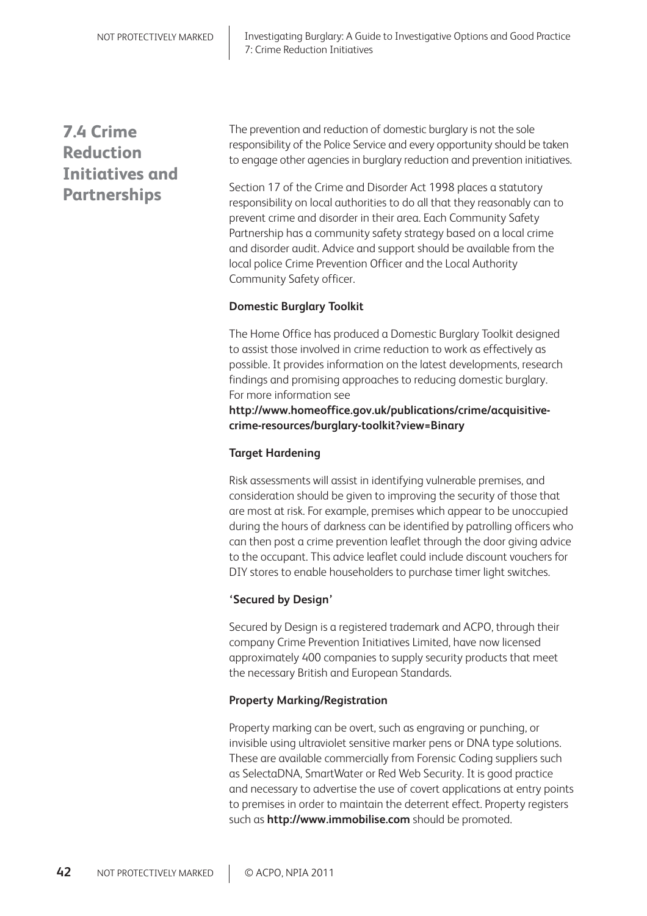## 7.4 Crime Reduction Initiatives and Partnerships

The prevention and reduction of domestic burglary is not the sole responsibility of the Police Service and every opportunity should be taken to engage other agencies in burglary reduction and prevention initiatives.

Section 17 of the Crime and Disorder Act 1998 places a statutory responsibility on local authorities to do all that they reasonably can to prevent crime and disorder in their area. Each Community Safety Partnership has a community safety strategy based on a local crime and disorder audit. Advice and support should be available from the local police Crime Prevention Officer and the Local Authority Community Safety officer.

**Domestic Burglary Toolkit**

The Home Office has produced a Domestic Burglary Toolkit designed to assist those involved in crime reduction to work as effectively as possible. It provides information on the latest developments, research findings and promising approaches to reducing domestic burglary. For more information see **http://www.homeoffice.gov.uk/publications/crime/acquisitive-crime-resources/burglary-toolkit?view=Binary**

**Target Hardening**

Risk assessments will assist in identifying vulnerable premises, and consideration should be given to improving the security of those that are most at risk. For example, premises which appear to be unoccupied during the hours of darkness can be identified by patrolling officers who can then post a crime prevention leaflet through the door giving advice to the occupant. This advice leaflet could include discount vouchers for DIY stores to enable householders to purchase timer light switches.

**'Secured by Design'**

Secured by Design is a registered trademark and ACPO, through their company Crime Prevention Initiatives Limited, have now licensed approximately 400 companies to supply security products that meet the necessary British and European Standards.

**Property Marking/Registration**

Property marking can be overt, such as engraving or punching, or invisible using ultraviolet sensitive marker pens or DNA type solutions. These are available commercially from Forensic Coding suppliers such as SelectaDNA, SmartWater or Red Web Security. It is good practice and necessary to advertise the use of covert applications at entry points to premises in order to maintain the deterrent effect. Property registers such as **http://www.immobilise.com** should be promoted.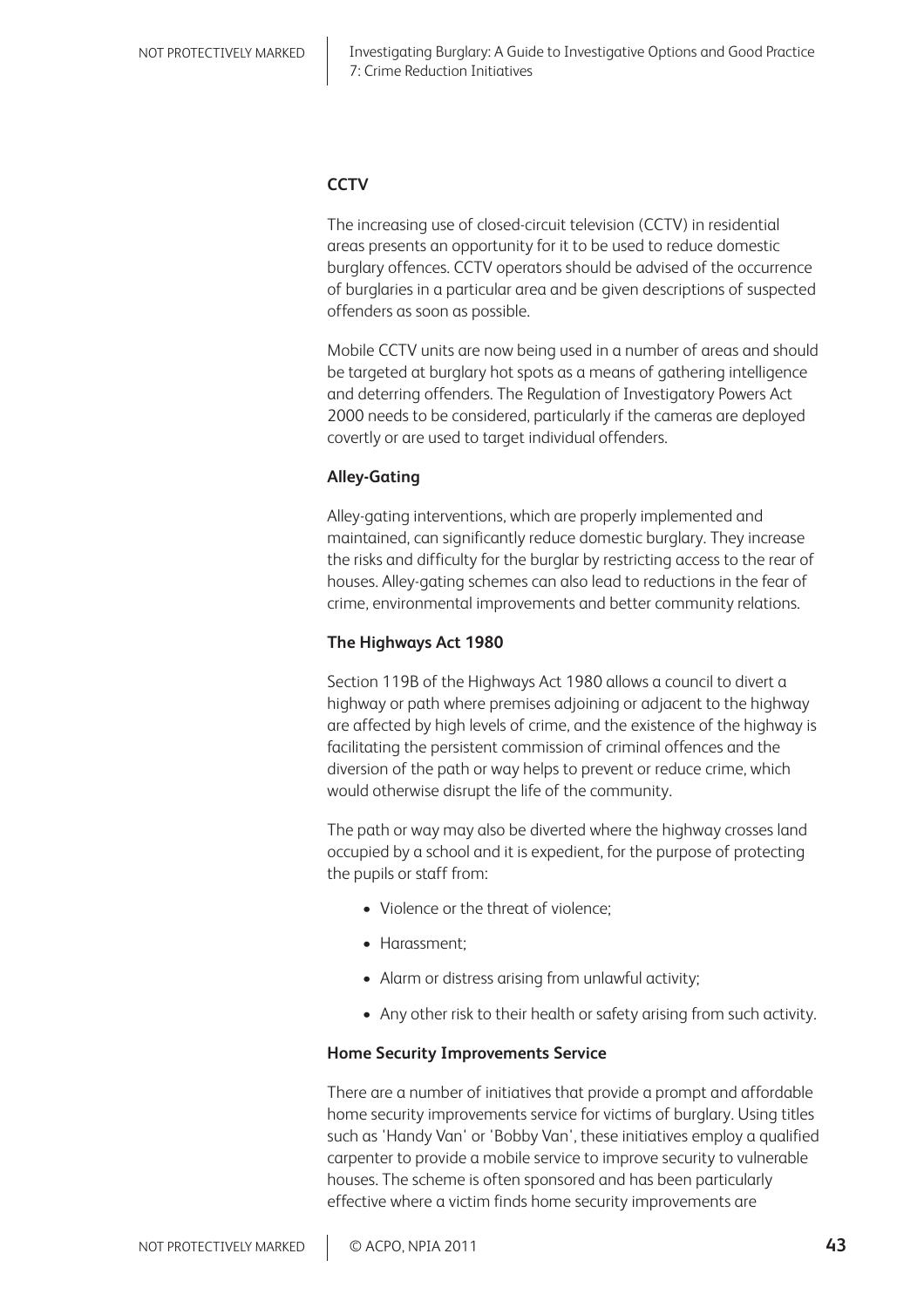**CCTV**

The increasing use of closed-circuit television (CCTV) in residential areas presents an opportunity for it to be used to reduce domestic burglary offences. CCTV operators should be advised of the occurrence of burglaries in a particular area and be given descriptions of suspected offenders as soon as possible.

Mobile CCTV units are now being used in a number of areas and should be targeted at burglary hot spots as a means of gathering intelligence and deterring offenders. The Regulation of Investigatory Powers Act 2000 needs to be considered, particularly if the cameras are deployed covertly or are used to target individual offenders.

**Alley-Gating**

Alley-gating interventions, which are properly implemented and maintained, can significantly reduce domestic burglary. They increase the risks and difficulty for the burglar by restricting access to the rear of houses. Alley-gating schemes can also lead to reductions in the fear of crime, environmental improvements and better community relations.

**The Highways Act 1980**

Section 119B of the Highways Act 1980 allows a council to divert a highway or path where premises adjoining or adjacent to the highway are affected by high levels of crime, and the existence of the highway is facilitating the persistent commission of criminal offences and the diversion of the path or way helps to prevent or reduce crime, which would otherwise disrupt the life of the community.

The path or way may also be diverted where the highway crosses land occupied by a school and it is expedient, for the purpose of protecting the pupils or staff from:

- Violence or the threat of violence;
- Harassment;
- Alarm or distress arising from unlawful activity;
- Any other risk to their health or safety arising from such activity.

**Home Security Improvements Service**

There are a number of initiatives that provide a prompt and affordable home security improvements service for victims of burglary. Using titles such as 'Handy Van' or 'Bobby Van', these initiatives employ a qualified carpenter to provide a mobile service to improve security to vulnerable houses. The scheme is often sponsored and has been particularly effective where a victim finds home security improvements are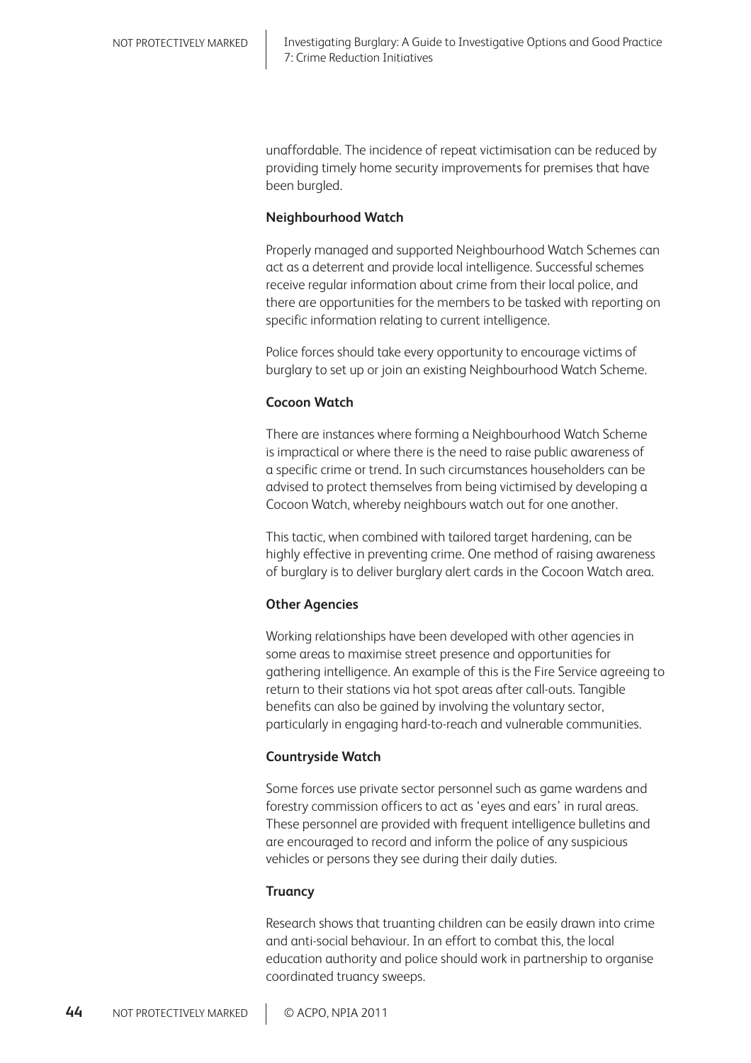unaffordable. The incidence of repeat victimisation can be reduced by providing timely home security improvements for premises that have been burgled.

**Neighbourhood Watch**

Properly managed and supported Neighbourhood Watch Schemes can act as a deterrent and provide local intelligence. Successful schemes receive regular information about crime from their local police, and there are opportunities for the members to be tasked with reporting on specific information relating to current intelligence.

Police forces should take every opportunity to encourage victims of burglary to set up or join an existing Neighbourhood Watch Scheme.

**Cocoon Watch**

There are instances where forming a Neighbourhood Watch Scheme is impractical or where there is the need to raise public awareness of a specific crime or trend. In such circumstances householders can be advised to protect themselves from being victimised by developing a Cocoon Watch, whereby neighbours watch out for one another.

This tactic, when combined with tailored target hardening, can be highly effective in preventing crime. One method of raising awareness of burglary is to deliver burglary alert cards in the Cocoon Watch area.

**Other Agencies**

Working relationships have been developed with other agencies in some areas to maximise street presence and opportunities for gathering intelligence. An example of this is the Fire Service agreeing to return to their stations via hot spot areas after call-outs. Tangible benefits can also be gained by involving the voluntary sector, particularly in engaging hard-to-reach and vulnerable communities.

**Countryside Watch**

Some forces use private sector personnel such as game wardens and forestry commission officers to act as 'eyes and ears' in rural areas. These personnel are provided with frequent intelligence bulletins and are encouraged to record and inform the police of any suspicious vehicles or persons they see during their daily duties.

**Truancy**

Research shows that truanting children can be easily drawn into crime and anti-social behaviour. In an effort to combat this, the local education authority and police should work in partnership to organise coordinated truancy sweeps.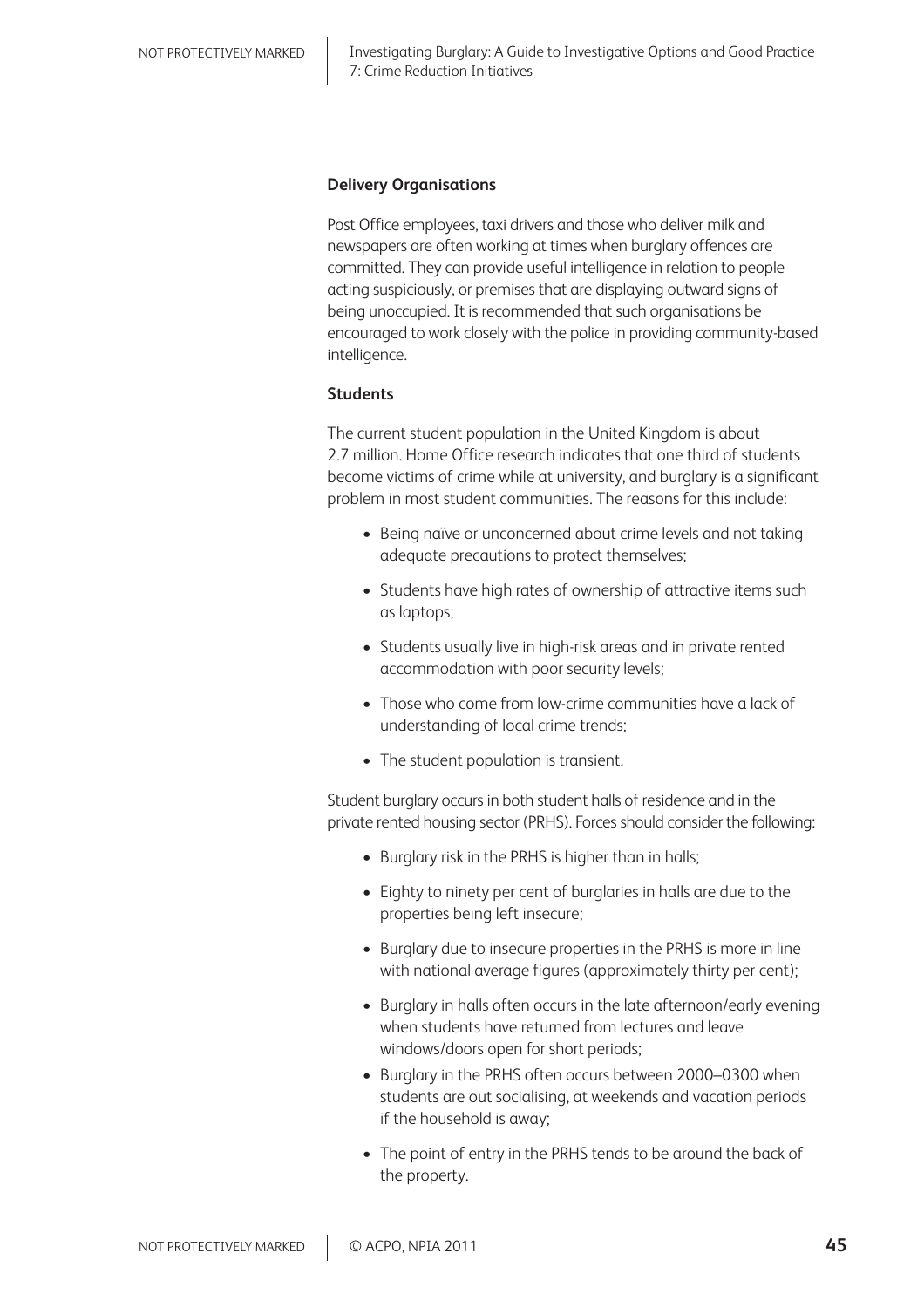### Delivery Organisations

Post Office employees, taxi drivers and those who deliver milk and newspapers are often working at times when burglary offences are committed. They can provide useful intelligence in relation to people acting suspiciously, or premises that are displaying outward signs of being unoccupied. It is recommended that such organisations be encouraged to work closely with the police in providing community-based intelligence.

### Students

The current student population in the United Kingdom is about 2.7 million. Home Office research indicates that one third of students become victims of crime while at university, and burglary is a significant problem in most student communities. The reasons for this include:

- Being naïve or unconcerned about crime levels and not taking adequate precautions to protect themselves;
- Students have high rates of ownership of attractive items such as laptops;
- Students usually live in high-risk areas and in private rented accommodation with poor security levels;
- Those who come from low-crime communities have a lack of understanding of local crime trends;
- The student population is transient.

Student burglary occurs in both student halls of residence and in the private rented housing sector (PRHS). Forces should consider the following:

- Burglary risk in the PRHS is higher than in halls;
- Eighty to ninety per cent of burglaries in halls are due to the properties being left insecure;
- Burglary due to insecure properties in the PRHS is more in line with national average figures (approximately thirty per cent);
- Burglary in halls often occurs in the late afternoon/early evening when students have returned from lectures and leave windows/doors open for short periods;
- Burglary in the PRHS often occurs between 2000–0300 when students are out socialising, at weekends and vacation periods if the household is away;
- The point of entry in the PRHS tends to be around the back of the property.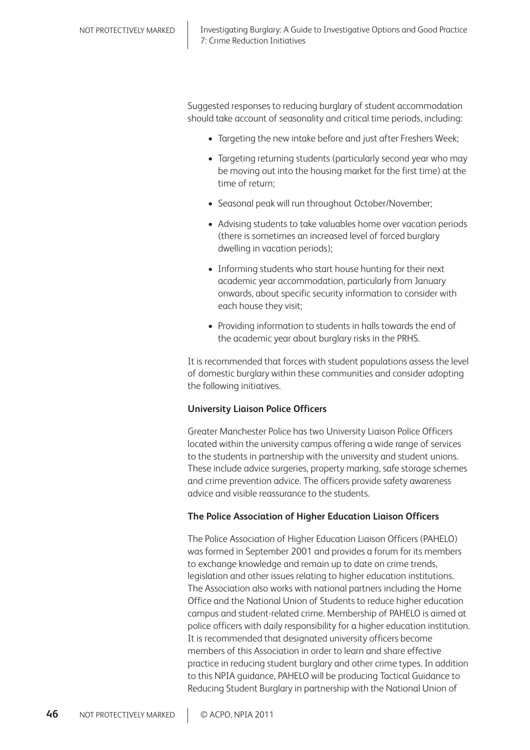Suggested responses to reducing burglary of student accommodation should take account of seasonality and critical time periods, including:

- Targeting the new intake before and just after Freshers Week;
- Targeting returning students (particularly second year who may be moving out into the housing market for the first time) at the time of return;
- Seasonal peak will run throughout October/November;
- Advising students to take valuables home over vacation periods (there is sometimes an increased level of forced burglary dwelling in vacation periods);
- Informing students who start house hunting for their next academic year accommodation, particularly from January onwards, about specific security information to consider with each house they visit;
- Providing information to students in halls towards the end of the academic year about burglary risks in the PRHS.

It is recommended that forces with student populations assess the level of domestic burglary within these communities and consider adopting the following initiatives.

**University Liaison Police Officers**

Greater Manchester Police has two University Liaison Police Officers located within the university campus offering a wide range of services to the students in partnership with the university and student unions. These include advice surgeries, property marking, safe storage schemes and crime prevention advice. The officers provide safety awareness advice and visible reassurance to the students.

**The Police Association of Higher Education Liaison Officers**

The Police Association of Higher Education Liaison Officers (PAHELO) was formed in September 2001 and provides a forum for its members to exchange knowledge and remain up to date on crime trends, legislation and other issues relating to higher education institutions. The Association also works with national partners including the Home Office and the National Union of Students to reduce higher education campus and student-related crime. Membership of PAHELO is aimed at police officers with daily responsibility for a higher education institution. It is recommended that designated university officers become members of this Association in order to learn and share effective practice in reducing student burglary and other crime types. In addition to this NPIA guidance, PAHELO will be producing Tactical Guidance to Reducing Student Burglary in partnership with the National Union of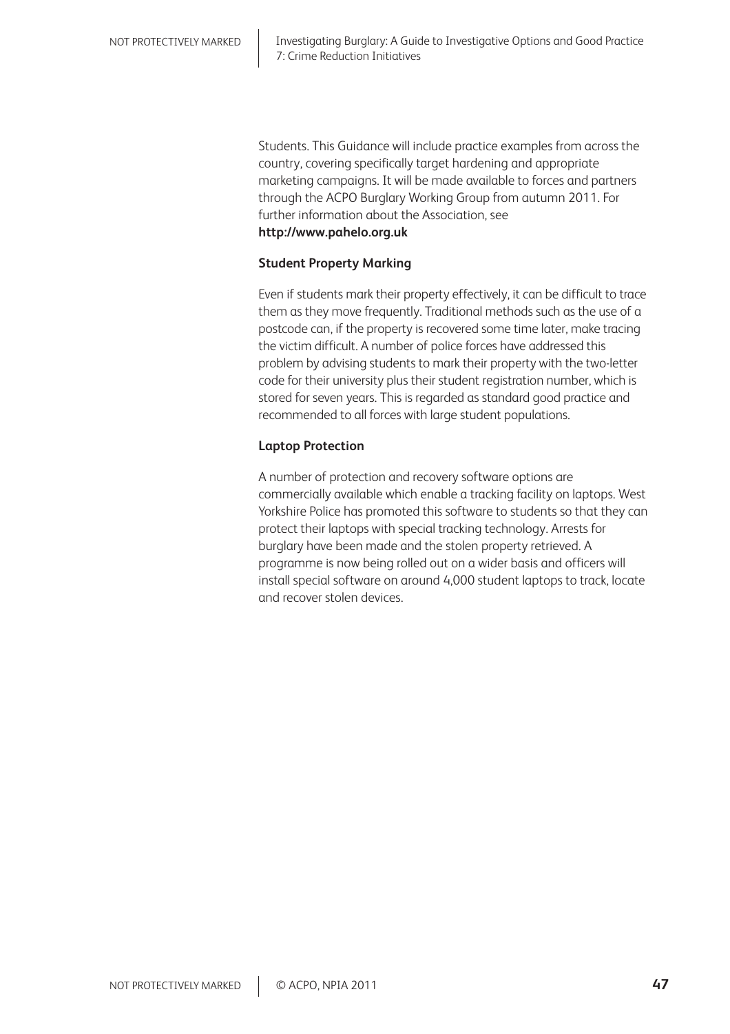Students. This Guidance will include practice examples from across the country, covering specifically target hardening and appropriate marketing campaigns. It will be made available to forces and partners through the ACPO Burglary Working Group from autumn 2011. For further information about the Association, see **http://www.pahelo.org.uk**

### Student Property Marking

Even if students mark their property effectively, it can be difficult to trace them as they move frequently. Traditional methods such as the use of a postcode can, if the property is recovered some time later, make tracing the victim difficult. A number of police forces have addressed this problem by advising students to mark their property with the two-letter code for their university plus their student registration number, which is stored for seven years. This is regarded as standard good practice and recommended to all forces with large student populations.

### Laptop Protection

A number of protection and recovery software options are commercially available which enable a tracking facility on laptops. West Yorkshire Police has promoted this software to students so that they can protect their laptops with special tracking technology. Arrests for burglary have been made and the stolen property retrieved. A programme is now being rolled out on a wider basis and officers will install special software on around 4,000 student laptops to track, locate and recover stolen devices.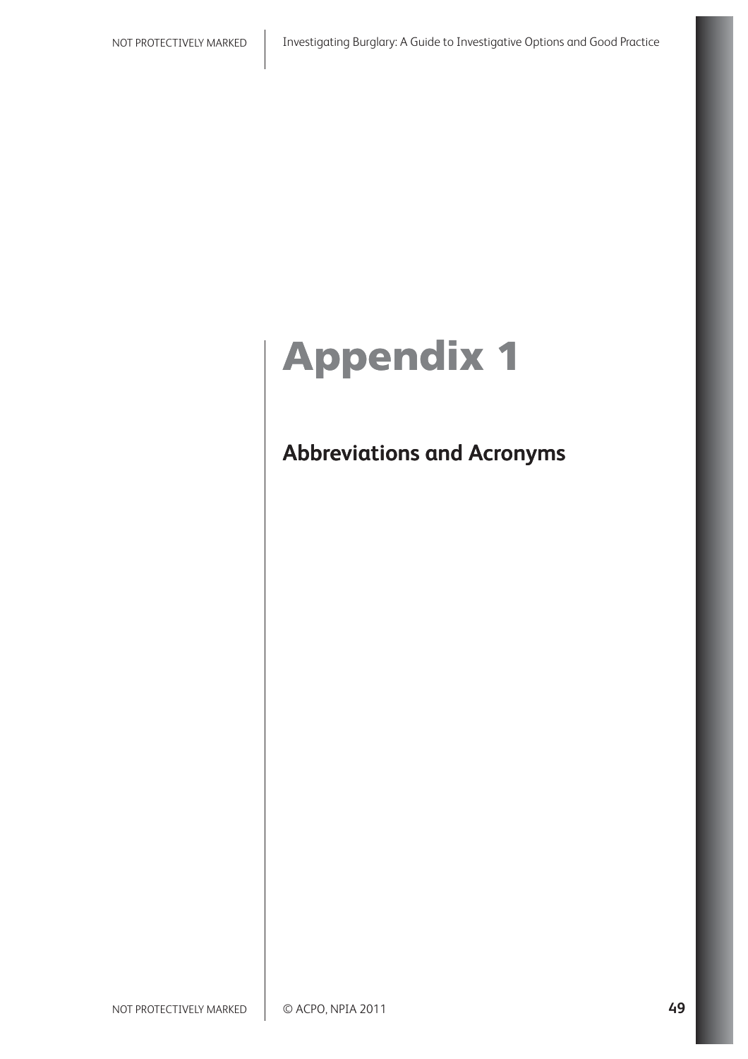# Appendix 1

## Abbreviations and Acronyms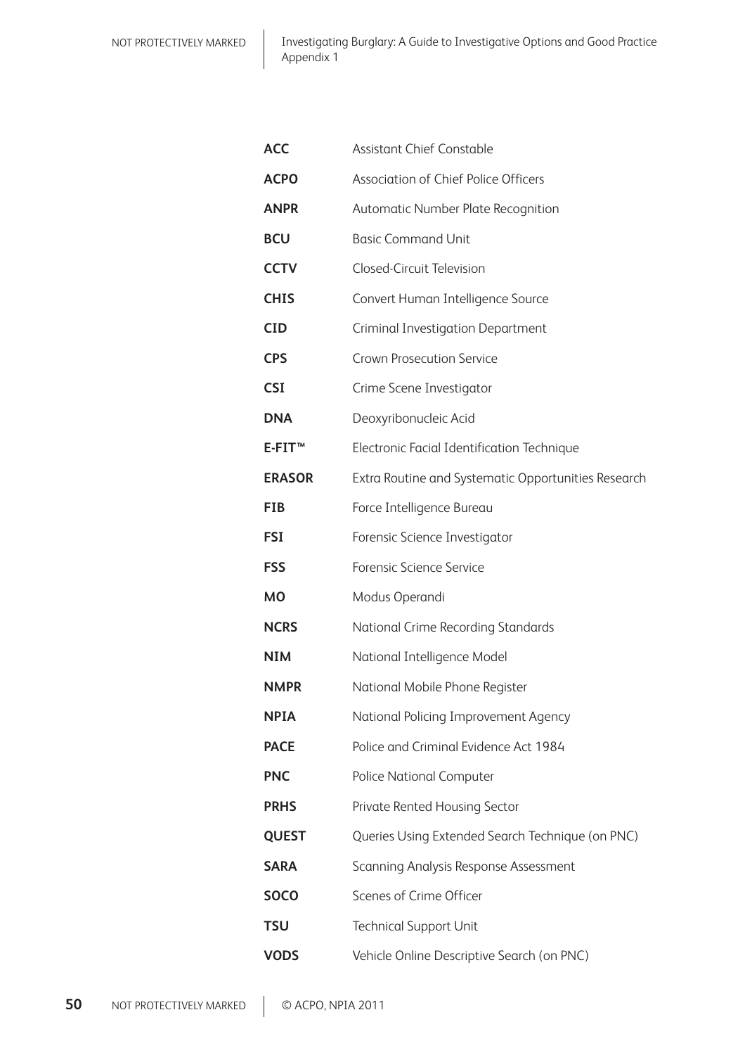| | |
|---|---|
| **ACC** | Assistant Chief Constable |
| **ACPO** | Association of Chief Police Officers |
| **ANPR** | Automatic Number Plate Recognition |
| **BCU** | Basic Command Unit |
| **CCTV** | Closed-Circuit Television |
| **CHIS** | Convert Human Intelligence Source |
| **CID** | Criminal Investigation Department |
| **CPS** | Crown Prosecution Service |
| **CSI** | Crime Scene Investigator |
| **DNA** | Deoxyribonucleic Acid |
| **E-FIT™** | Electronic Facial Identification Technique |
| **ERASOR** | Extra Routine and Systematic Opportunities Research |
| **FIB** | Force Intelligence Bureau |
| **FSI** | Forensic Science Investigator |
| **FSS** | Forensic Science Service |
| **MO** | Modus Operandi |
| **NCRS** | National Crime Recording Standards |
| **NIM** | National Intelligence Model |
| **NMPR** | National Mobile Phone Register |
| **NPIA** | National Policing Improvement Agency |
| **PACE** | Police and Criminal Evidence Act 1984 |
| **PNC** | Police National Computer |
| **PRHS** | Private Rented Housing Sector |
| **QUEST** | Queries Using Extended Search Technique (on PNC) |
| **SARA** | Scanning Analysis Response Assessment |
| **SOCO** | Scenes of Crime Officer |
| **TSU** | Technical Support Unit |
| **VODS** | Vehicle Online Descriptive Search (on PNC) |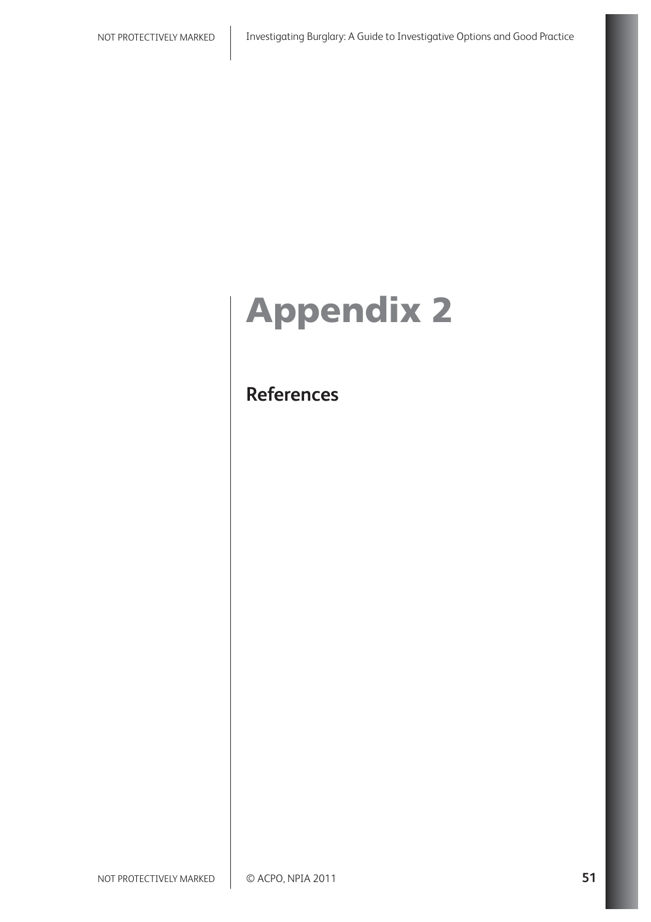# Appendix 2

## References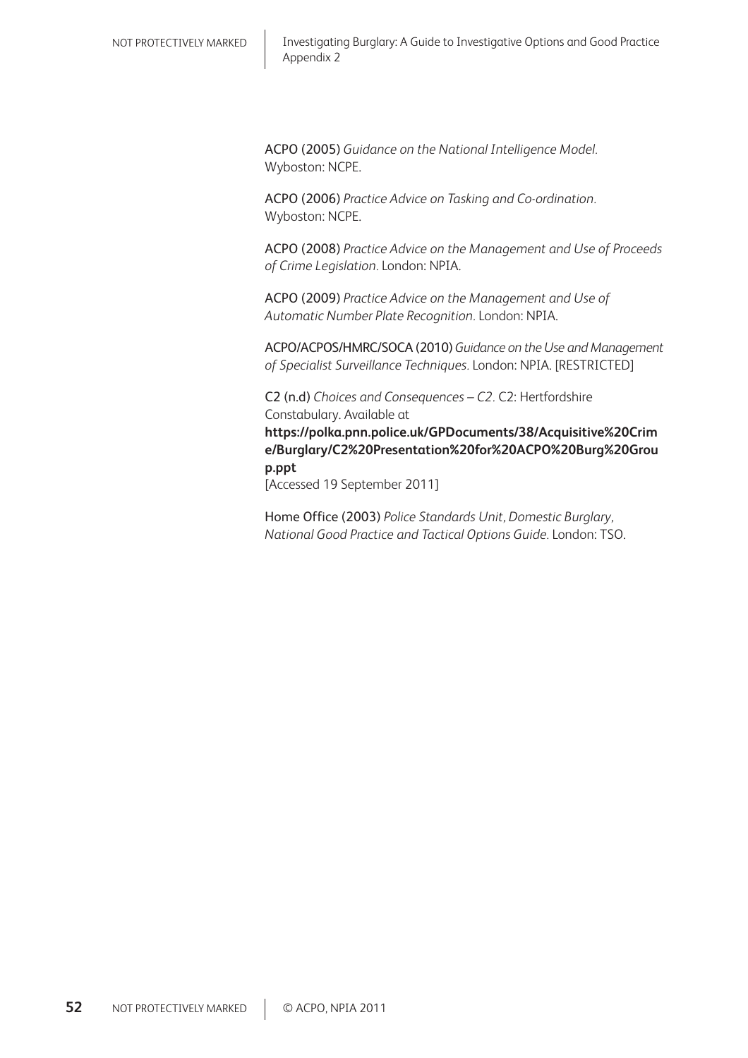ACPO (2005) *Guidance on the National Intelligence Model*. Wyboston: NCPE.

ACPO (2006) *Practice Advice on Tasking and Co-ordination*. Wyboston: NCPE.

ACPO (2008) *Practice Advice on the Management and Use of Proceeds of Crime Legislation*. London: NPIA.

ACPO (2009) *Practice Advice on the Management and Use of Automatic Number Plate Recognition*. London: NPIA.

ACPO/ACPOS/HMRC/SOCA (2010) *Guidance on the Use and Management of Specialist Surveillance Techniques*. London: NPIA. [RESTRICTED]

C2 (n.d) *Choices and Consequences – C2*. C2: Hertfordshire Constabulary. Available at **https://polka.pnn.police.uk/GPDocuments/38/Acquisitive%20Crime/Burglary/C2%20Presentation%20for%20ACPO%20Burg%20Group.ppt** [Accessed 19 September 2011]

Home Office (2003) *Police Standards Unit, Domestic Burglary, National Good Practice and Tactical Options Guide*. London: TSO.